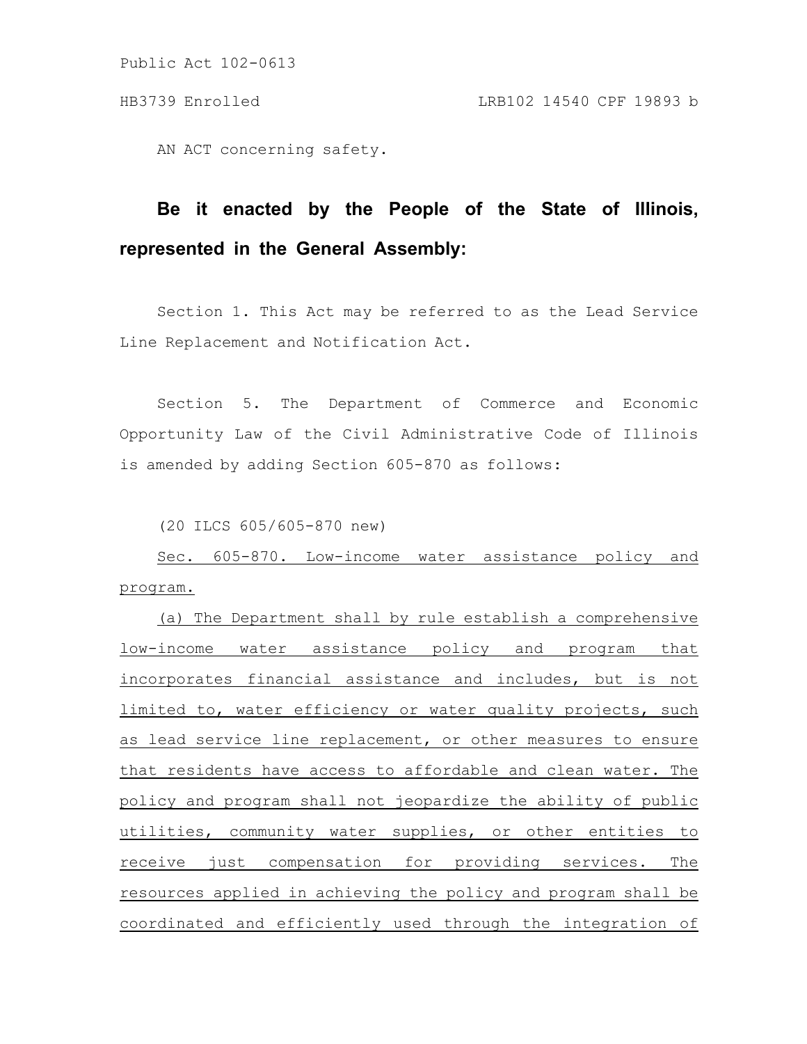Public Act 102-0613

HB3739 Enrolled LRB102 14540 CPF 19893 b

AN ACT concerning safety.

**Be it enacted by the People of the State of Illinois, represented in the General Assembly:**

Section 1. This Act may be referred to as the Lead Service Line Replacement and Notification Act.

Section 5. The Department of Commerce and Economic Opportunity Law of the Civil Administrative Code of Illinois is amended by adding Section 605-870 as follows:

(20 ILCS 605/605-870 new)

Sec. 605-870. Low-income water assistance policy and program.

(a) The Department shall by rule establish a comprehensive low-income water assistance policy and program that incorporates financial assistance and includes, but is not limited to, water efficiency or water quality projects, such as lead service line replacement, or other measures to ensure that residents have access to affordable and clean water. The policy and program shall not jeopardize the ability of public utilities, community water supplies, or other entities to receive just compensation for providing services. The resources applied in achieving the policy and program shall be coordinated and efficiently used through the integration of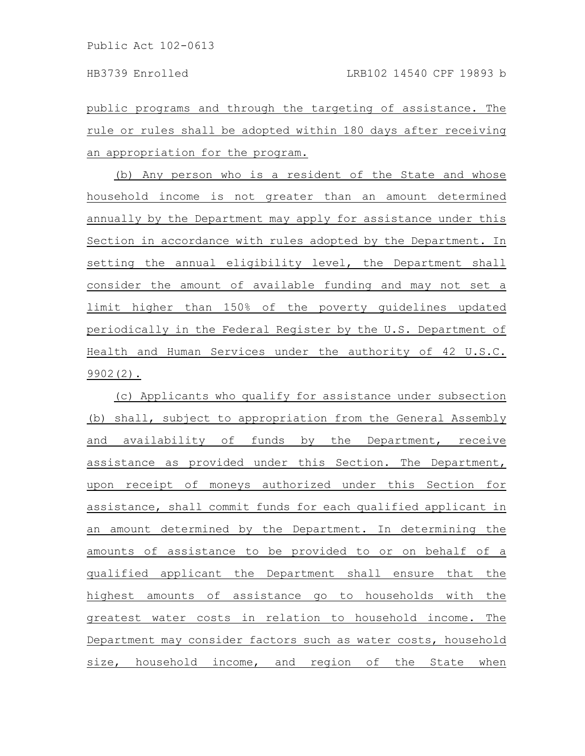public programs and through the targeting of assistance. The rule or rules shall be adopted within 180 days after receiving an appropriation for the program.

(b) Any person who is a resident of the State and whose household income is not greater than an amount determined annually by the Department may apply for assistance under this Section in accordance with rules adopted by the Department. In setting the annual eligibility level, the Department shall consider the amount of available funding and may not set a limit higher than 150% of the poverty guidelines updated periodically in the Federal Register by the U.S. Department of Health and Human Services under the authority of 42 U.S.C. 9902(2).

(c) Applicants who qualify for assistance under subsection (b) shall, subject to appropriation from the General Assembly and availability of funds by the Department, receive assistance as provided under this Section. The Department, upon receipt of moneys authorized under this Section for assistance, shall commit funds for each qualified applicant in an amount determined by the Department. In determining the amounts of assistance to be provided to or on behalf of a qualified applicant the Department shall ensure that the highest amounts of assistance go to households with the greatest water costs in relation to household income. The Department may consider factors such as water costs, household size, household income, and region of the State when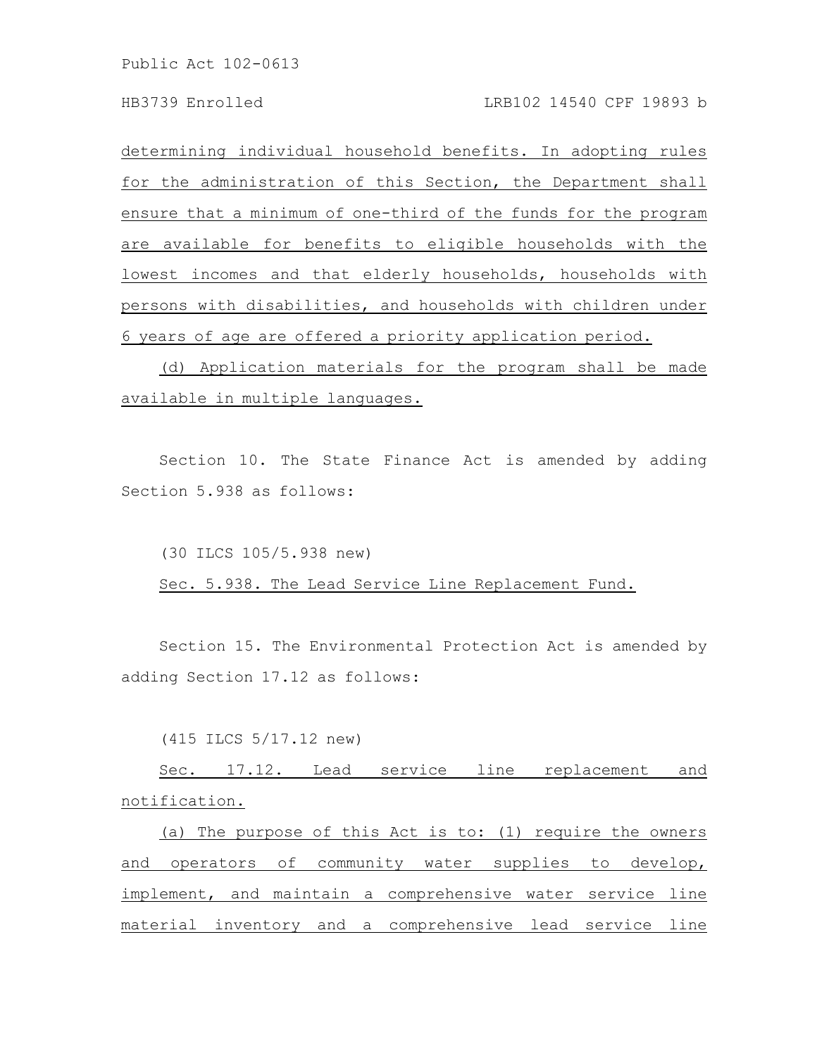determining individual household benefits. In adopting rules for the administration of this Section, the Department shall ensure that a minimum of one-third of the funds for the program are available for benefits to eligible households with the lowest incomes and that elderly households, households with persons with disabilities, and households with children under 6 years of age are offered a priority application period.

(d) Application materials for the program shall be made available in multiple languages.

Section 10. The State Finance Act is amended by adding Section 5.938 as follows:

(30 ILCS 105/5.938 new)

Sec. 5.938. The Lead Service Line Replacement Fund.

Section 15. The Environmental Protection Act is amended by adding Section 17.12 as follows:

(415 ILCS 5/17.12 new)

Sec. 17.12. Lead service line replacement and notification.

(a) The purpose of this Act is to: (1) require the owners and operators of community water supplies to develop, implement, and maintain a comprehensive water service line material inventory and a comprehensive lead service line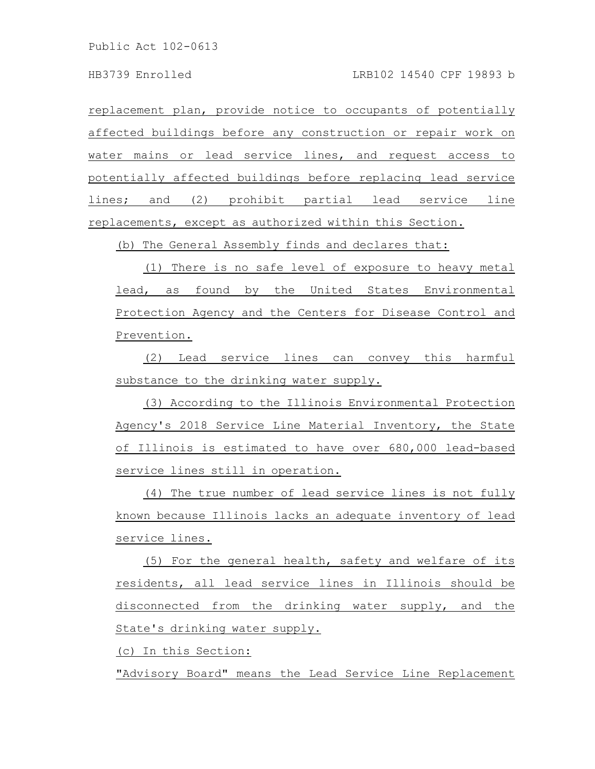replacement plan, provide notice to occupants of potentially affected buildings before any construction or repair work on water mains or lead service lines, and request access to potentially affected buildings before replacing lead service lines; and (2) prohibit partial lead service line replacements, except as authorized within this Section.

(b) The General Assembly finds and declares that:

(1) There is no safe level of exposure to heavy metal lead, as found by the United States Environmental Protection Agency and the Centers for Disease Control and Prevention.

(2) Lead service lines can convey this harmful substance to the drinking water supply.

(3) According to the Illinois Environmental Protection Agency's 2018 Service Line Material Inventory, the State of Illinois is estimated to have over 680,000 lead-based service lines still in operation.

(4) The true number of lead service lines is not fully known because Illinois lacks an adequate inventory of lead service lines.

(5) For the general health, safety and welfare of its residents, all lead service lines in Illinois should be disconnected from the drinking water supply, and the State's drinking water supply.

(c) In this Section:

"Advisory Board" means the Lead Service Line Replacement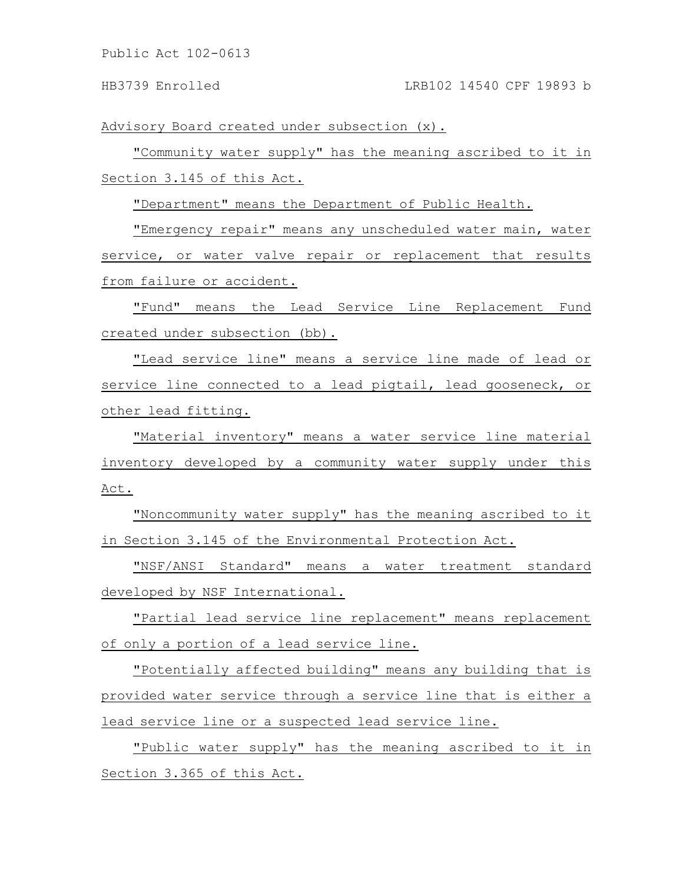Advisory Board created under subsection (x).

"Community water supply" has the meaning ascribed to it in Section 3.145 of this Act.

"Department" means the Department of Public Health.

"Emergency repair" means any unscheduled water main, water service, or water valve repair or replacement that results from failure or accident.

"Fund" means the Lead Service Line Replacement Fund created under subsection (bb).

"Lead service line" means a service line made of lead or service line connected to a lead pigtail, lead gooseneck, or other lead fitting.

"Material inventory" means a water service line material inventory developed by a community water supply under this Act.

"Noncommunity water supply" has the meaning ascribed to it in Section 3.145 of the Environmental Protection Act.

"NSF/ANSI Standard" means a water treatment standard developed by NSF International.

"Partial lead service line replacement" means replacement of only a portion of a lead service line.

"Potentially affected building" means any building that is provided water service through a service line that is either a lead service line or a suspected lead service line.

"Public water supply" has the meaning ascribed to it in Section 3.365 of this Act.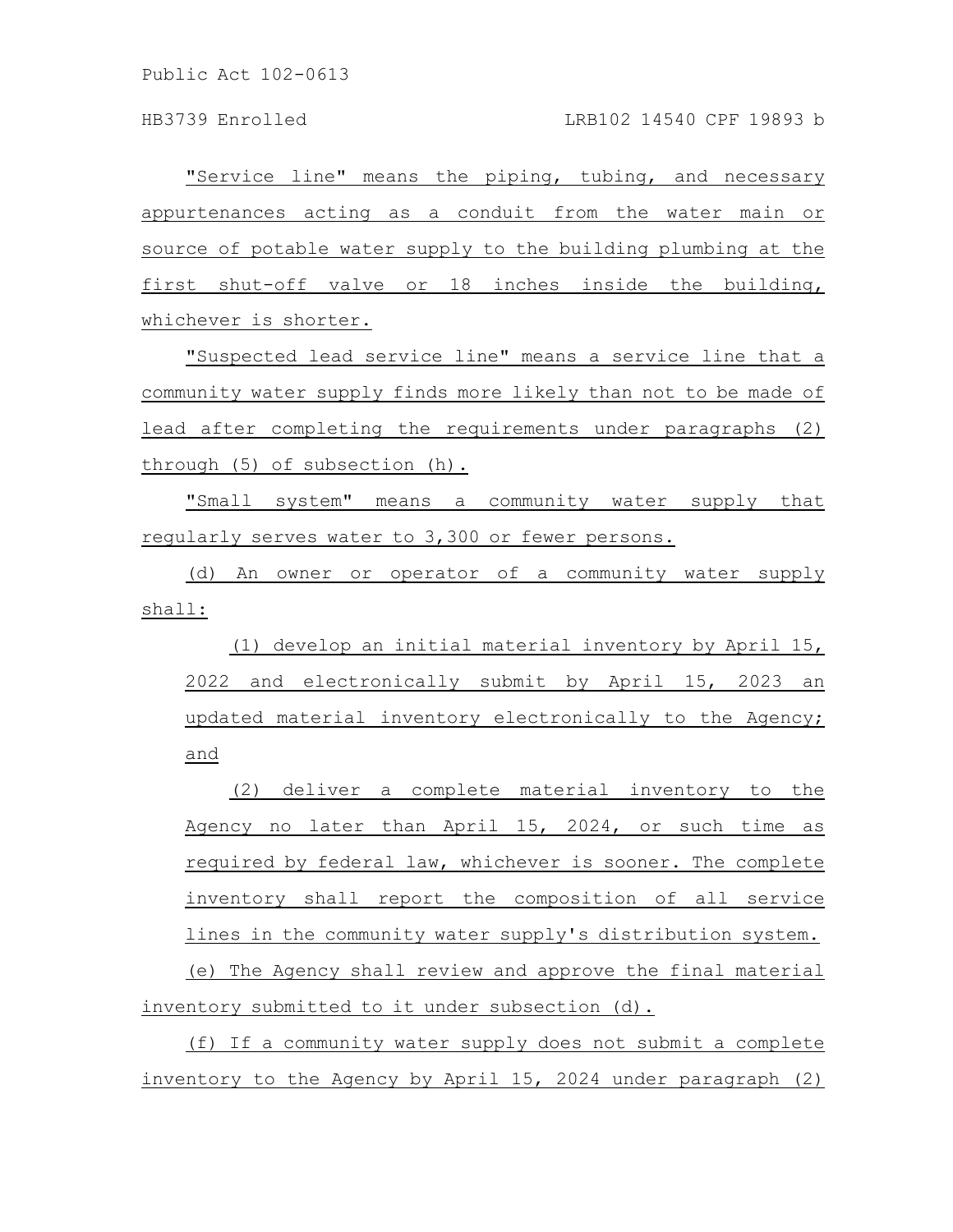"Service line" means the piping, tubing, and necessary appurtenances acting as a conduit from the water main or source of potable water supply to the building plumbing at the first shut-off valve or 18 inches inside the building, whichever is shorter.

"Suspected lead service line" means a service line that a community water supply finds more likely than not to be made of lead after completing the requirements under paragraphs (2) through (5) of subsection (h).

"Small system" means a community water supply that regularly serves water to 3,300 or fewer persons.

(d) An owner or operator of a community water supply shall:

(1) develop an initial material inventory by April 15, 2022 and electronically submit by April 15, 2023 an updated material inventory electronically to the Agency; and

(2) deliver a complete material inventory to the Agency no later than April 15, 2024, or such time as required by federal law, whichever is sooner. The complete inventory shall report the composition of all service lines in the community water supply's distribution system.

(e) The Agency shall review and approve the final material inventory submitted to it under subsection (d).

(f) If a community water supply does not submit a complete inventory to the Agency by April 15, 2024 under paragraph (2)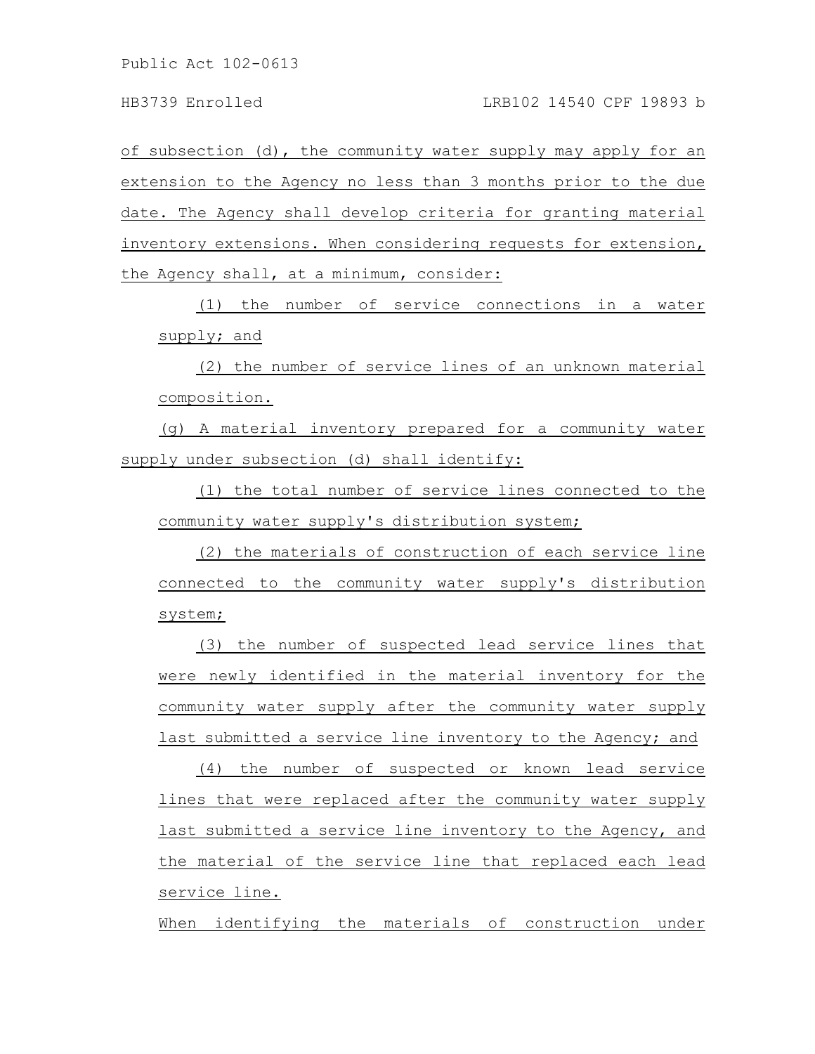of subsection (d), the community water supply may apply for an extension to the Agency no less than 3 months prior to the due date. The Agency shall develop criteria for granting material inventory extensions. When considering requests for extension, the Agency shall, at a minimum, consider:

(1) the number of service connections in a water supply; and

(2) the number of service lines of an unknown material composition.

(g) A material inventory prepared for a community water supply under subsection (d) shall identify:

(1) the total number of service lines connected to the community water supply's distribution system;

(2) the materials of construction of each service line connected to the community water supply's distribution system;

(3) the number of suspected lead service lines that were newly identified in the material inventory for the community water supply after the community water supply last submitted a service line inventory to the Agency; and

(4) the number of suspected or known lead service lines that were replaced after the community water supply last submitted a service line inventory to the Agency, and the material of the service line that replaced each lead service line.

When identifying the materials of construction under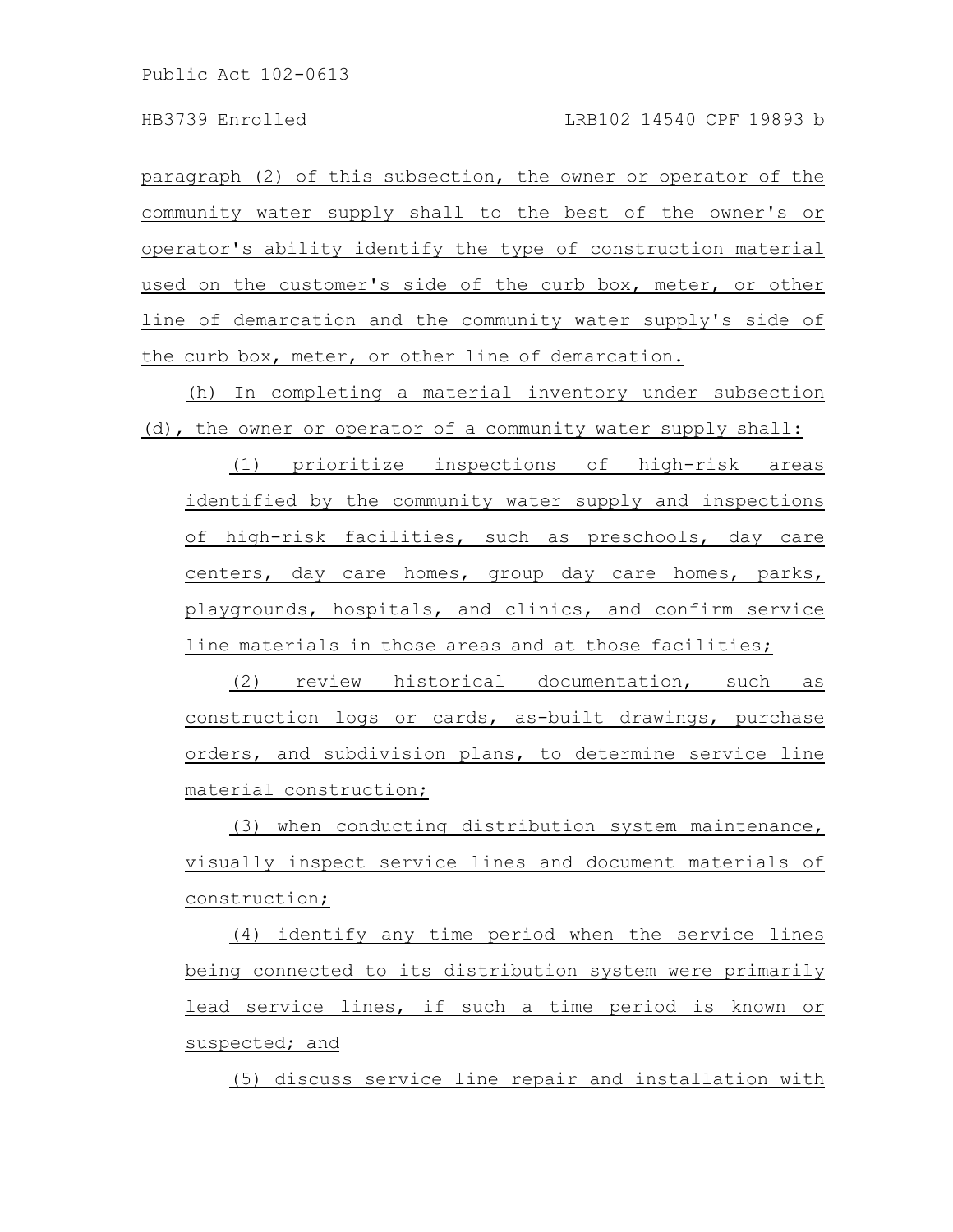paragraph (2) of this subsection, the owner or operator of the community water supply shall to the best of the owner's or operator's ability identify the type of construction material used on the customer's side of the curb box, meter, or other line of demarcation and the community water supply's side of the curb box, meter, or other line of demarcation.

(h) In completing a material inventory under subsection (d), the owner or operator of a community water supply shall:

(1) prioritize inspections of high-risk areas identified by the community water supply and inspections of high-risk facilities, such as preschools, day care centers, day care homes, group day care homes, parks, playgrounds, hospitals, and clinics, and confirm service line materials in those areas and at those facilities;

(2) review historical documentation, such as construction logs or cards, as-built drawings, purchase orders, and subdivision plans, to determine service line material construction;

(3) when conducting distribution system maintenance, visually inspect service lines and document materials of construction;

(4) identify any time period when the service lines being connected to its distribution system were primarily lead service lines, if such a time period is known or suspected; and

(5) discuss service line repair and installation with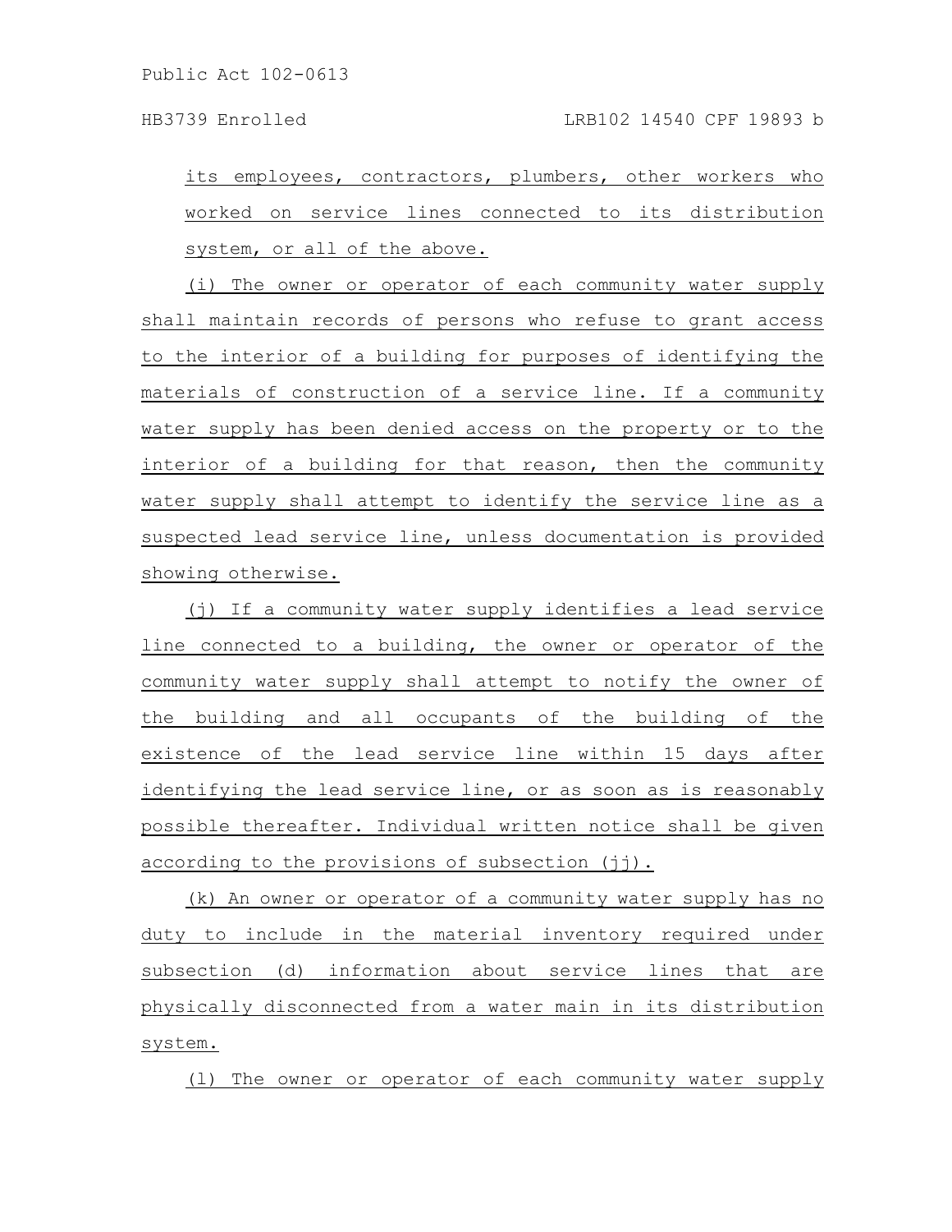its employees, contractors, plumbers, other workers who worked on service lines connected to its distribution system, or all of the above.

(i) The owner or operator of each community water supply shall maintain records of persons who refuse to grant access to the interior of a building for purposes of identifying the materials of construction of a service line. If a community water supply has been denied access on the property or to the interior of a building for that reason, then the community water supply shall attempt to identify the service line as a suspected lead service line, unless documentation is provided showing otherwise.

(j) If a community water supply identifies a lead service line connected to a building, the owner or operator of the community water supply shall attempt to notify the owner of the building and all occupants of the building of the existence of the lead service line within 15 days after identifying the lead service line, or as soon as is reasonably possible thereafter. Individual written notice shall be given according to the provisions of subsection (jj).

(k) An owner or operator of a community water supply has no duty to include in the material inventory required under subsection (d) information about service lines that are physically disconnected from a water main in its distribution system.

(l) The owner or operator of each community water supply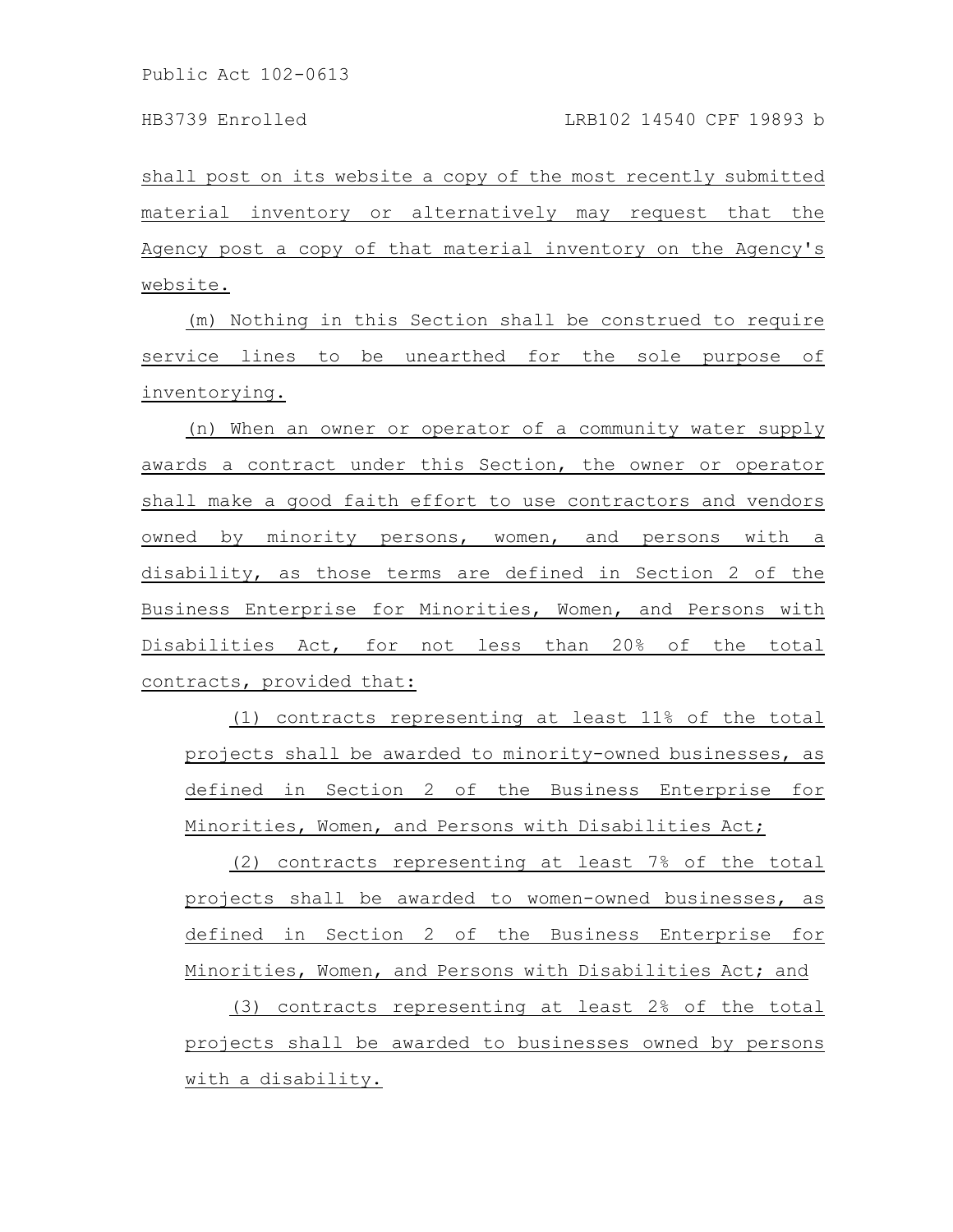shall post on its website a copy of the most recently submitted material inventory or alternatively may request that the Agency post a copy of that material inventory on the Agency's website.

(m) Nothing in this Section shall be construed to require service lines to be unearthed for the sole purpose of inventorying.

(n) When an owner or operator of a community water supply awards a contract under this Section, the owner or operator shall make a good faith effort to use contractors and vendors owned by minority persons, women, and persons with a disability, as those terms are defined in Section 2 of the Business Enterprise for Minorities, Women, and Persons with Disabilities Act, for not less than 20% of the total contracts, provided that:

(1) contracts representing at least 11% of the total projects shall be awarded to minority-owned businesses, as defined in Section 2 of the Business Enterprise for Minorities, Women, and Persons with Disabilities Act;

(2) contracts representing at least 7% of the total projects shall be awarded to women-owned businesses, as defined in Section 2 of the Business Enterprise for Minorities, Women, and Persons with Disabilities Act; and

(3) contracts representing at least 2% of the total projects shall be awarded to businesses owned by persons with a disability.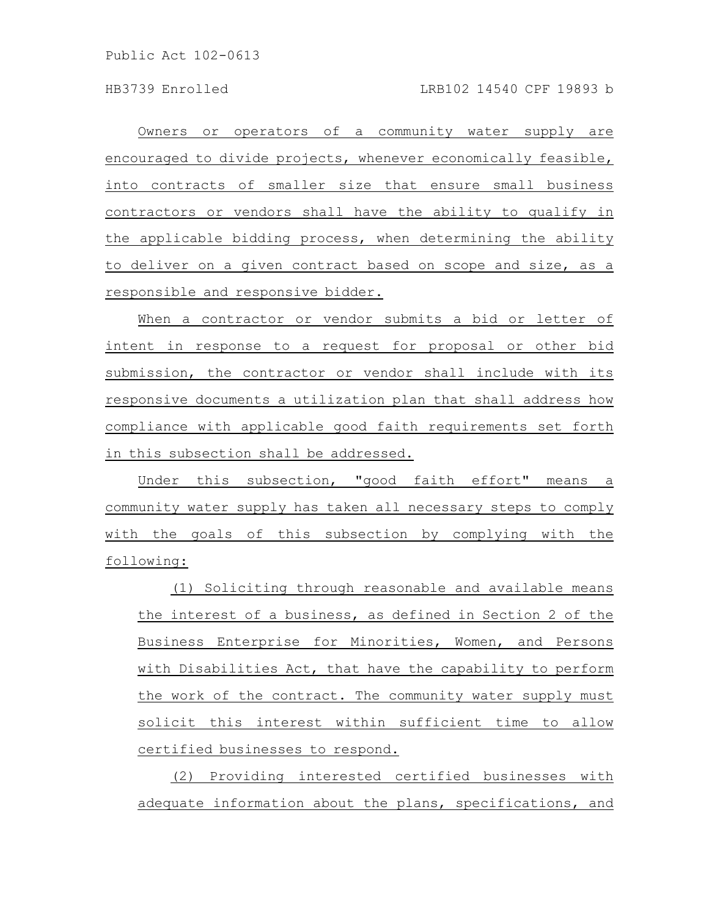Owners or operators of a community water supply are encouraged to divide projects, whenever economically feasible, into contracts of smaller size that ensure small business contractors or vendors shall have the ability to qualify in the applicable bidding process, when determining the ability to deliver on a given contract based on scope and size, as a responsible and responsive bidder.

When a contractor or vendor submits a bid or letter of intent in response to a request for proposal or other bid submission, the contractor or vendor shall include with its responsive documents a utilization plan that shall address how compliance with applicable good faith requirements set forth in this subsection shall be addressed.

Under this subsection, "good faith effort" means a community water supply has taken all necessary steps to comply with the goals of this subsection by complying with the following:

(1) Soliciting through reasonable and available means the interest of a business, as defined in Section 2 of the Business Enterprise for Minorities, Women, and Persons with Disabilities Act, that have the capability to perform the work of the contract. The community water supply must solicit this interest within sufficient time to allow certified businesses to respond.

(2) Providing interested certified businesses with adequate information about the plans, specifications, and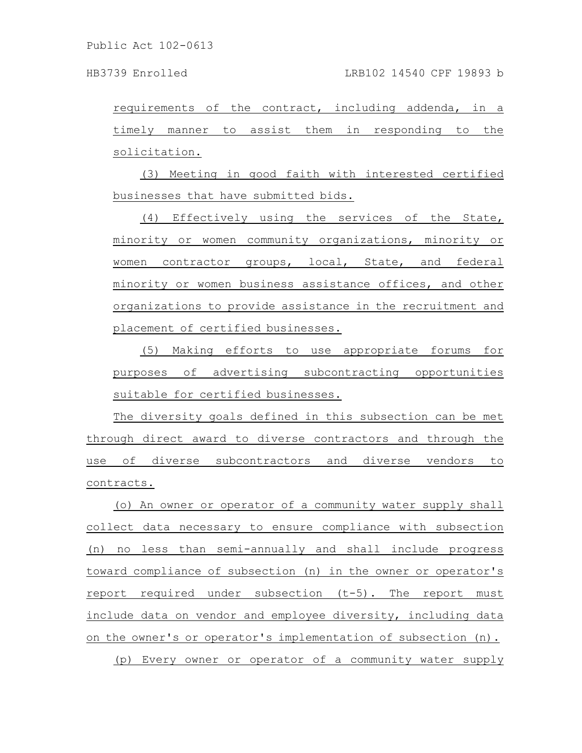requirements of the contract, including addenda, in a timely manner to assist them in responding to the solicitation.

(3) Meeting in good faith with interested certified businesses that have submitted bids.

(4) Effectively using the services of the State, minority or women community organizations, minority or women contractor groups, local, State, and federal minority or women business assistance offices, and other organizations to provide assistance in the recruitment and placement of certified businesses.

(5) Making efforts to use appropriate forums for purposes of advertising subcontracting opportunities suitable for certified businesses.

The diversity goals defined in this subsection can be met through direct award to diverse contractors and through the use of diverse subcontractors and diverse vendors to contracts.

(o) An owner or operator of a community water supply shall collect data necessary to ensure compliance with subsection (n) no less than semi-annually and shall include progress toward compliance of subsection (n) in the owner or operator's report required under subsection (t-5). The report must include data on vendor and employee diversity, including data on the owner's or operator's implementation of subsection (n).

(p) Every owner or operator of a community water supply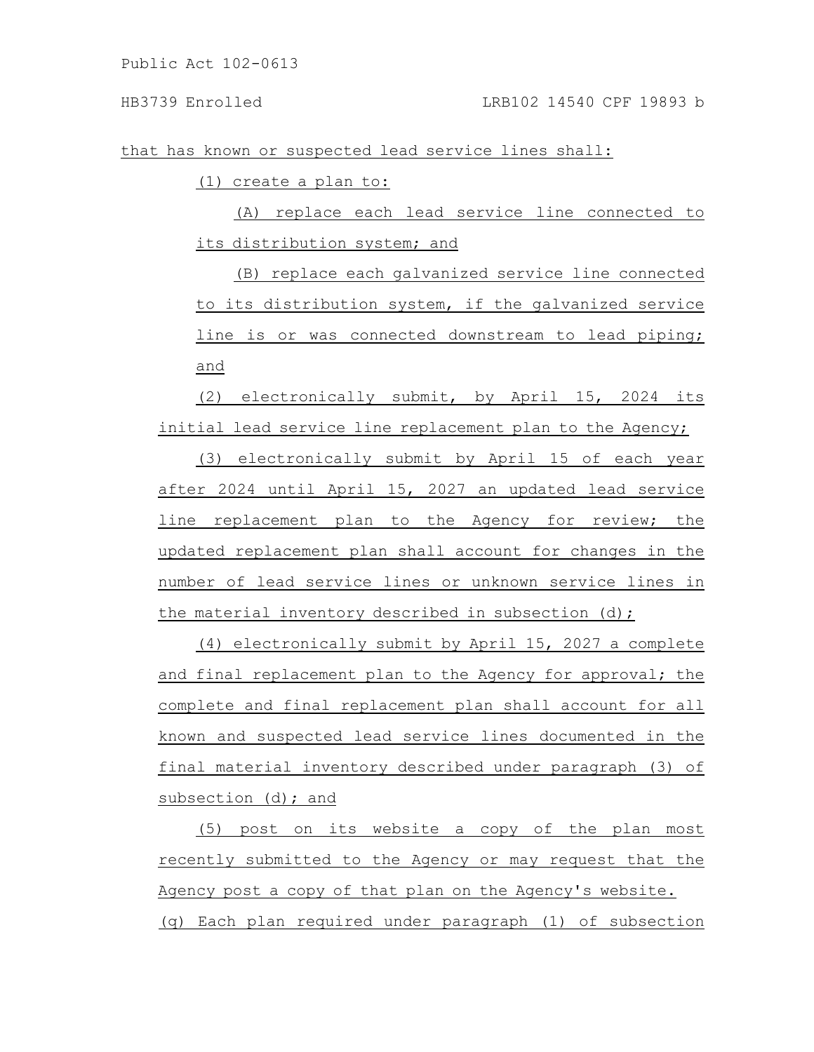that has known or suspected lead service lines shall:

(1) create a plan to:

(A) replace each lead service line connected to its distribution system; and

(B) replace each galvanized service line connected to its distribution system, if the galvanized service line is or was connected downstream to lead piping; and

(2) electronically submit, by April 15, 2024 its initial lead service line replacement plan to the Agency;

(3) electronically submit by April 15 of each year after 2024 until April 15, 2027 an updated lead service line replacement plan to the Agency for review; the updated replacement plan shall account for changes in the number of lead service lines or unknown service lines in the material inventory described in subsection (d);

(4) electronically submit by April 15, 2027 a complete and final replacement plan to the Agency for approval; the complete and final replacement plan shall account for all known and suspected lead service lines documented in the final material inventory described under paragraph (3) of subsection (d); and

(5) post on its website a copy of the plan most recently submitted to the Agency or may request that the Agency post a copy of that plan on the Agency's website.

(g) Each plan required under paragraph (1) of subsection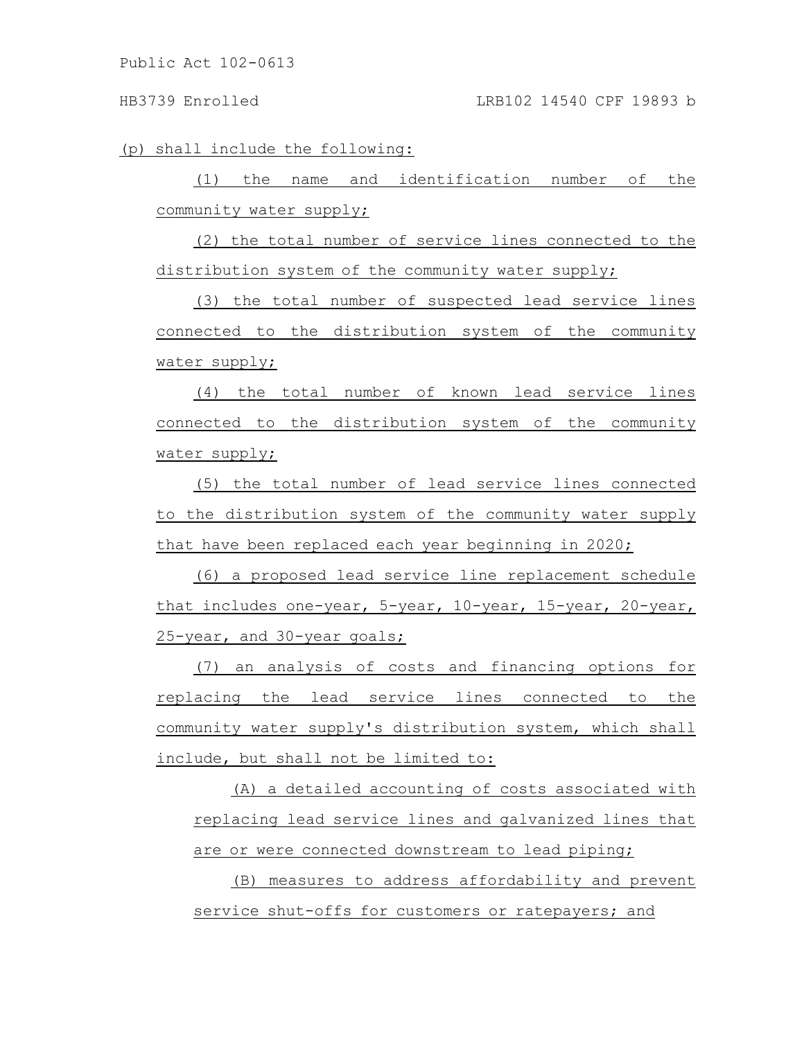(p) shall include the following:

(1) the name and identification number of the community water supply;

(2) the total number of service lines connected to the distribution system of the community water supply;

(3) the total number of suspected lead service lines connected to the distribution system of the community water supply;

(4) the total number of known lead service lines connected to the distribution system of the community water supply;

(5) the total number of lead service lines connected to the distribution system of the community water supply that have been replaced each year beginning in 2020;

(6) a proposed lead service line replacement schedule that includes one-year, 5-year, 10-year, 15-year, 20-year, 25-year, and 30-year goals;

(7) an analysis of costs and financing options for replacing the lead service lines connected to the community water supply's distribution system, which shall include, but shall not be limited to:

(A) a detailed accounting of costs associated with replacing lead service lines and galvanized lines that are or were connected downstream to lead piping;

(B) measures to address affordability and prevent service shut-offs for customers or ratepayers; and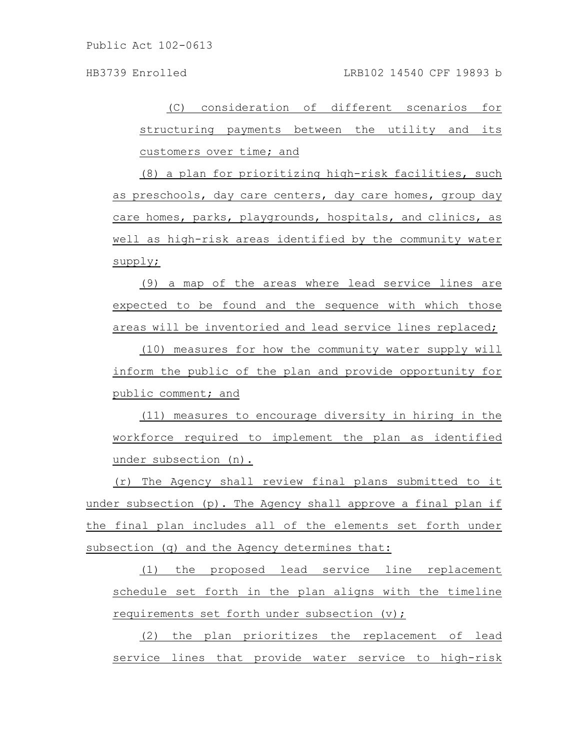(C) consideration of different scenarios for structuring payments between the utility and its customers over time; and

(8) a plan for prioritizing high-risk facilities, such as preschools, day care centers, day care homes, group day care homes, parks, playgrounds, hospitals, and clinics, as well as high-risk areas identified by the community water supply;

(9) a map of the areas where lead service lines are expected to be found and the sequence with which those areas will be inventoried and lead service lines replaced;

(10) measures for how the community water supply will inform the public of the plan and provide opportunity for public comment; and

(11) measures to encourage diversity in hiring in the workforce required to implement the plan as identified under subsection (n).

(r) The Agency shall review final plans submitted to it under subsection (p). The Agency shall approve a final plan if the final plan includes all of the elements set forth under subsection (q) and the Agency determines that:

(1) the proposed lead service line replacement schedule set forth in the plan aligns with the timeline requirements set forth under subsection (v);

(2) the plan prioritizes the replacement of lead service lines that provide water service to high-risk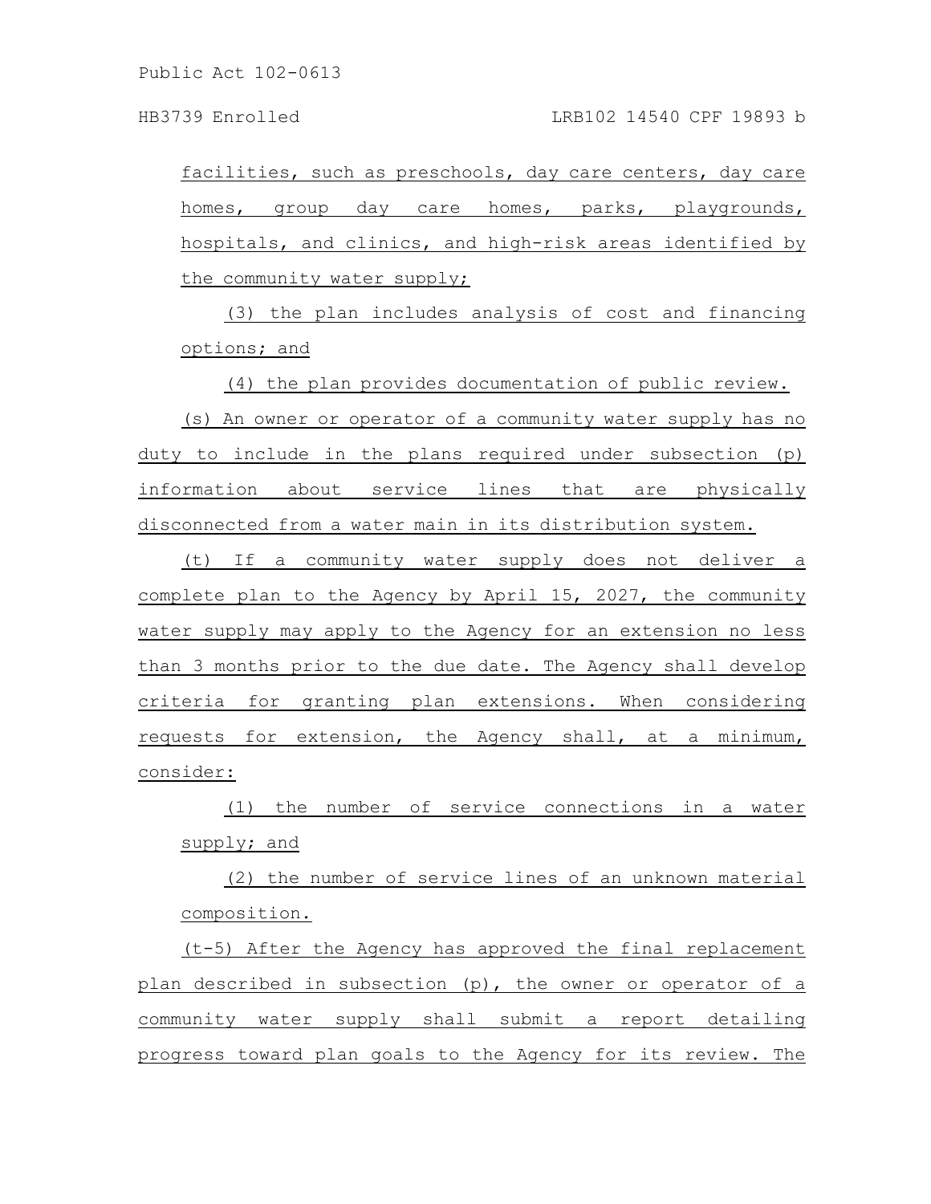facilities, such as preschools, day care centers, day care homes, group day care homes, parks, playgrounds, hospitals, and clinics, and high-risk areas identified by the community water supply;

(3) the plan includes analysis of cost and financing options; and

(4) the plan provides documentation of public review.

(s) An owner or operator of a community water supply has no duty to include in the plans required under subsection (p) information about service lines that are physically disconnected from a water main in its distribution system.

(t) If a community water supply does not deliver a complete plan to the Agency by April 15, 2027, the community water supply may apply to the Agency for an extension no less than 3 months prior to the due date. The Agency shall develop criteria for granting plan extensions. When considering requests for extension, the Agency shall, at a minimum, consider:

(1) the number of service connections in a water supply; and

(2) the number of service lines of an unknown material composition.

(t-5) After the Agency has approved the final replacement plan described in subsection (p), the owner or operator of a community water supply shall submit a report detailing progress toward plan goals to the Agency for its review. The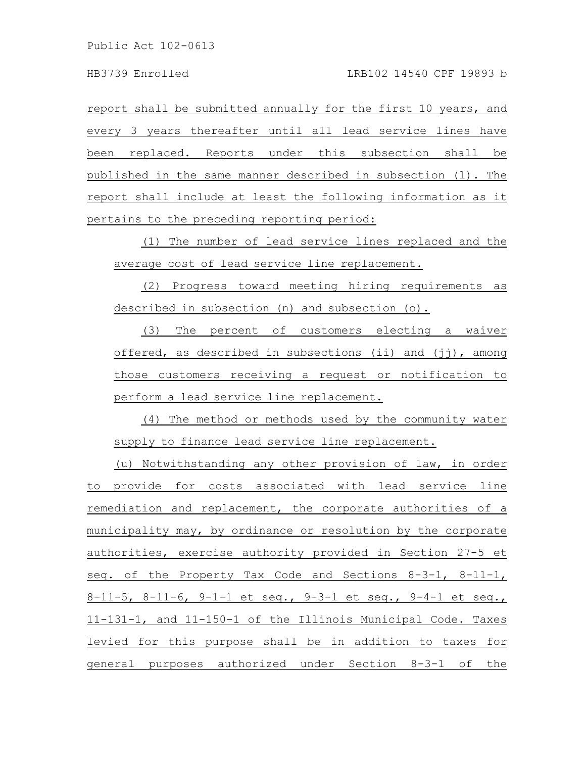report shall be submitted annually for the first 10 years, and every 3 years thereafter until all lead service lines have been replaced. Reports under this subsection shall be published in the same manner described in subsection (l). The report shall include at least the following information as it pertains to the preceding reporting period:

(1) The number of lead service lines replaced and the average cost of lead service line replacement.

(2) Progress toward meeting hiring requirements as described in subsection (n) and subsection (o).

(3) The percent of customers electing a waiver offered, as described in subsections (ii) and (jj), among those customers receiving a request or notification to perform a lead service line replacement.

(4) The method or methods used by the community water supply to finance lead service line replacement.

(u) Notwithstanding any other provision of law, in order to provide for costs associated with lead service line remediation and replacement, the corporate authorities of a municipality may, by ordinance or resolution by the corporate authorities, exercise authority provided in Section 27-5 et seq. of the Property Tax Code and Sections 8-3-1, 8-11-1, 8-11-5, 8-11-6, 9-1-1 et seq., 9-3-1 et seq., 9-4-1 et seq., 11-131-1, and 11-150-1 of the Illinois Municipal Code. Taxes levied for this purpose shall be in addition to taxes for general purposes authorized under Section 8-3-1 of the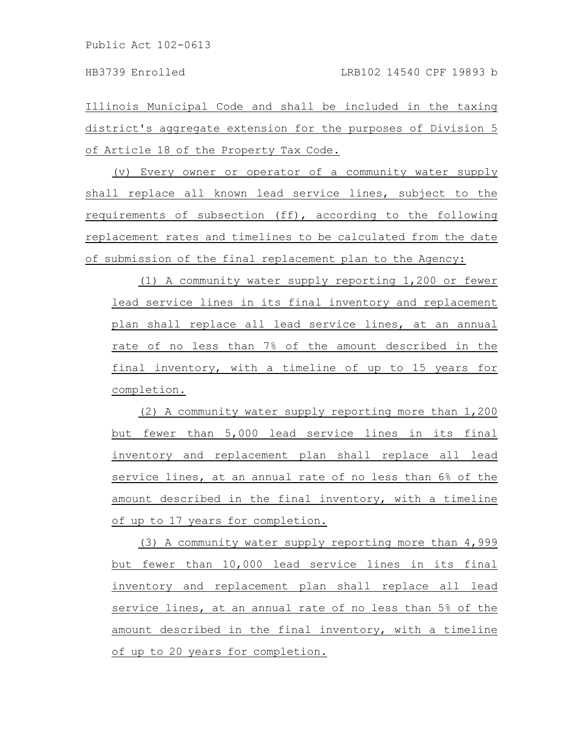Illinois Municipal Code and shall be included in the taxing district's aggregate extension for the purposes of Division 5 of Article 18 of the Property Tax Code.

(v) Every owner or operator of a community water supply shall replace all known lead service lines, subject to the requirements of subsection (ff), according to the following replacement rates and timelines to be calculated from the date of submission of the final replacement plan to the Agency:

(1) A community water supply reporting 1,200 or fewer lead service lines in its final inventory and replacement plan shall replace all lead service lines, at an annual rate of no less than 7% of the amount described in the final inventory, with a timeline of up to 15 years for completion.

(2) A community water supply reporting more than 1,200 but fewer than 5,000 lead service lines in its final inventory and replacement plan shall replace all lead service lines, at an annual rate of no less than 6% of the amount described in the final inventory, with a timeline of up to 17 years for completion.

(3) A community water supply reporting more than 4,999 but fewer than 10,000 lead service lines in its final inventory and replacement plan shall replace all lead service lines, at an annual rate of no less than 5% of the amount described in the final inventory, with a timeline of up to 20 years for completion.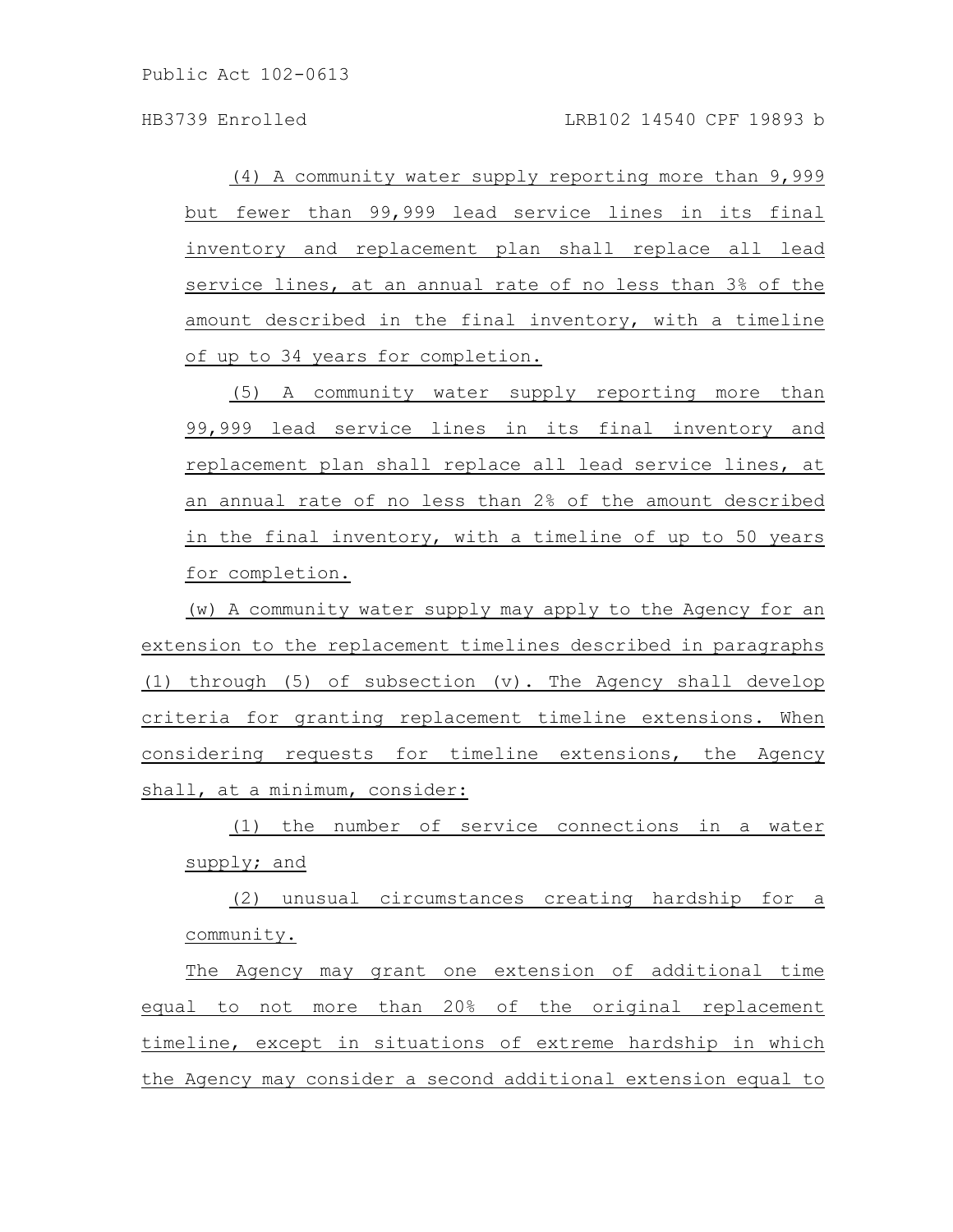(4) A community water supply reporting more than 9,999 but fewer than 99,999 lead service lines in its final inventory and replacement plan shall replace all lead service lines, at an annual rate of no less than 3% of the amount described in the final inventory, with a timeline of up to 34 years for completion.

(5) A community water supply reporting more than 99,999 lead service lines in its final inventory and replacement plan shall replace all lead service lines, at an annual rate of no less than 2% of the amount described in the final inventory, with a timeline of up to 50 years for completion.

(w) A community water supply may apply to the Agency for an extension to the replacement timelines described in paragraphs (1) through (5) of subsection (v). The Agency shall develop criteria for granting replacement timeline extensions. When considering requests for timeline extensions, the Agency shall, at a minimum, consider:

(1) the number of service connections in a water supply; and

(2) unusual circumstances creating hardship for a community.

The Agency may grant one extension of additional time equal to not more than 20% of the original replacement timeline, except in situations of extreme hardship in which the Agency may consider a second additional extension equal to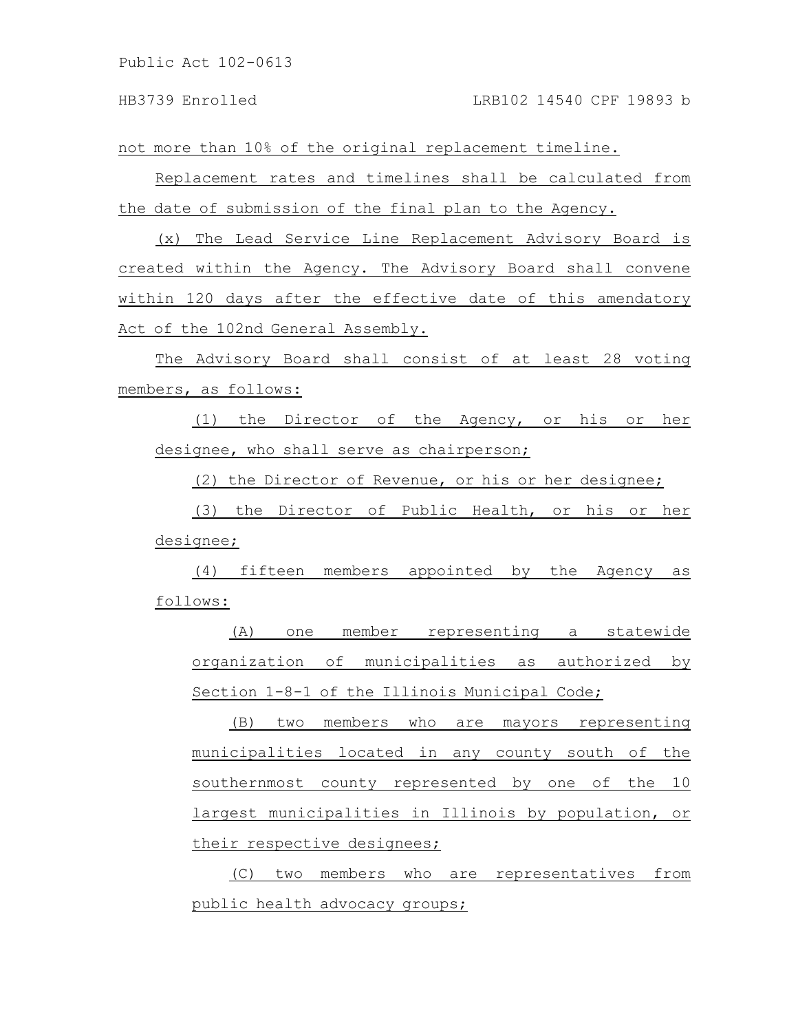not more than 10% of the original replacement timeline.

Replacement rates and timelines shall be calculated from the date of submission of the final plan to the Agency.

(x) The Lead Service Line Replacement Advisory Board is created within the Agency. The Advisory Board shall convene within 120 days after the effective date of this amendatory Act of the 102nd General Assembly.

The Advisory Board shall consist of at least 28 voting members, as follows:

(1) the Director of the Agency, or his or her designee, who shall serve as chairperson;

(2) the Director of Revenue, or his or her designee;

(3) the Director of Public Health, or his or her designee;

(4) fifteen members appointed by the Agency as follows:

(A) one member representing a statewide organization of municipalities as authorized by Section 1-8-1 of the Illinois Municipal Code;

(B) two members who are mayors representing municipalities located in any county south of the southernmost county represented by one of the 10 largest municipalities in Illinois by population, or their respective designees;

(C) two members who are representatives from public health advocacy groups;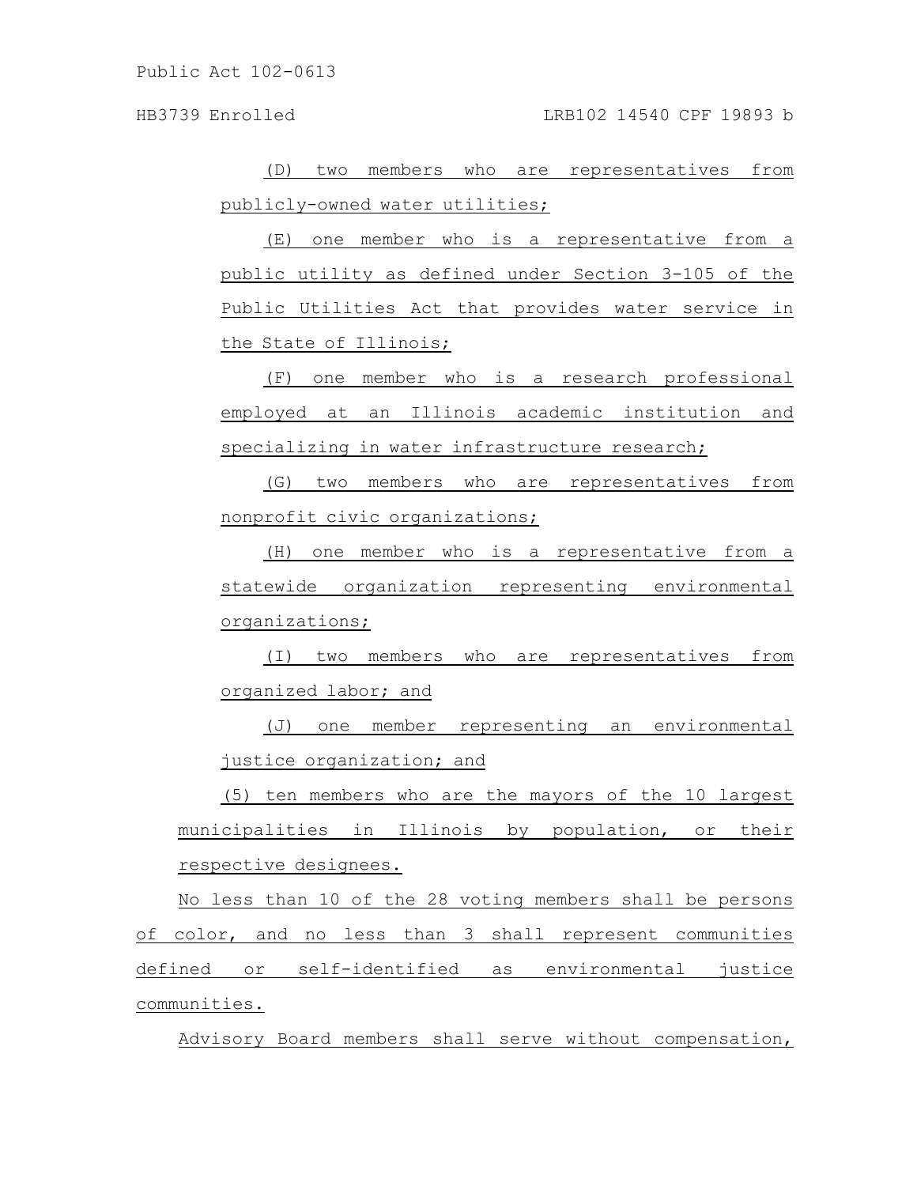(D) two members who are representatives from publicly-owned water utilities;

(E) one member who is a representative from a public utility as defined under Section 3-105 of the Public Utilities Act that provides water service in the State of Illinois;

(F) one member who is a research professional employed at an Illinois academic institution and specializing in water infrastructure research;

(G) two members who are representatives from nonprofit civic organizations;

(H) one member who is a representative from a statewide organization representing environmental organizations;

(I) two members who are representatives from organized labor; and

(J) one member representing an environmental justice organization; and

(5) ten members who are the mayors of the 10 largest municipalities in Illinois by population, or their respective designees.

No less than 10 of the 28 voting members shall be persons of color, and no less than 3 shall represent communities defined or self-identified as environmental justice communities.

Advisory Board members shall serve without compensation,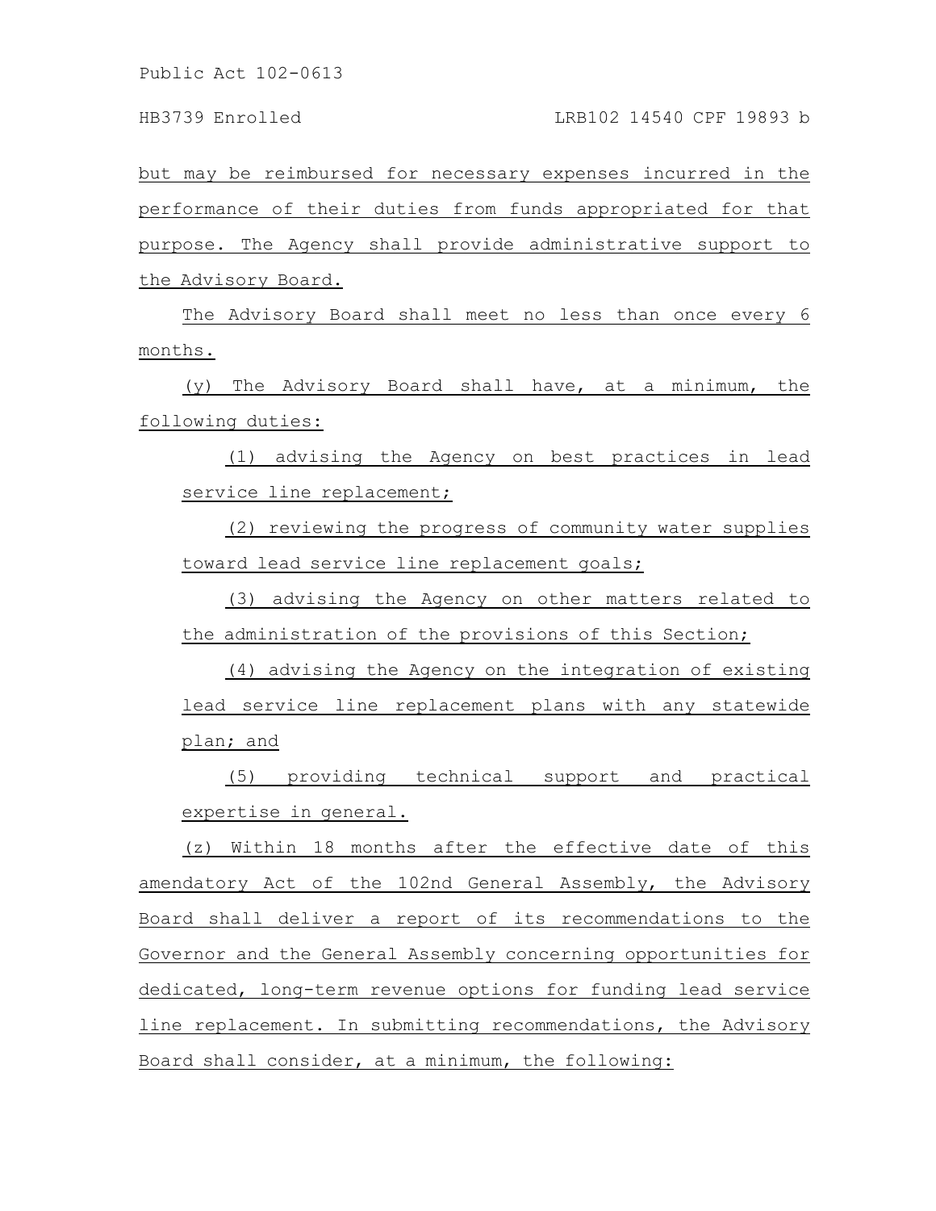but may be reimbursed for necessary expenses incurred in the performance of their duties from funds appropriated for that purpose. The Agency shall provide administrative support to the Advisory Board.

The Advisory Board shall meet no less than once every 6 months.

(y) The Advisory Board shall have, at a minimum, the following duties:

(1) advising the Agency on best practices in lead service line replacement;

(2) reviewing the progress of community water supplies toward lead service line replacement goals;

(3) advising the Agency on other matters related to the administration of the provisions of this Section;

(4) advising the Agency on the integration of existing lead service line replacement plans with any statewide plan; and

(5) providing technical support and practical expertise in general.

(z) Within 18 months after the effective date of this amendatory Act of the 102nd General Assembly, the Advisory Board shall deliver a report of its recommendations to the Governor and the General Assembly concerning opportunities for dedicated, long-term revenue options for funding lead service line replacement. In submitting recommendations, the Advisory Board shall consider, at a minimum, the following: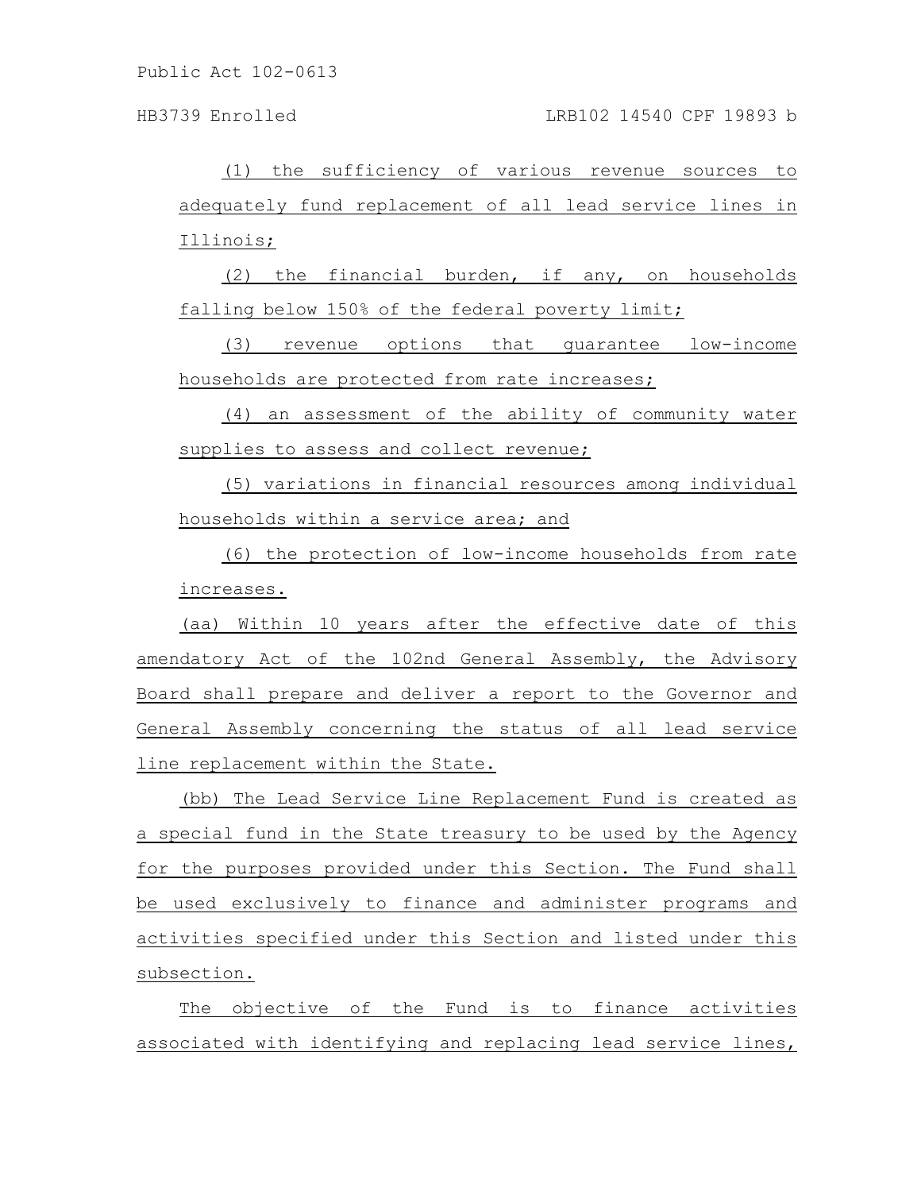(1) the sufficiency of various revenue sources to adequately fund replacement of all lead service lines in Illinois;

(2) the financial burden, if any, on households falling below 150% of the federal poverty limit;

(3) revenue options that guarantee low-income households are protected from rate increases;

(4) an assessment of the ability of community water supplies to assess and collect revenue;

(5) variations in financial resources among individual households within a service area; and

(6) the protection of low-income households from rate increases.

(aa) Within 10 years after the effective date of this amendatory Act of the 102nd General Assembly, the Advisory Board shall prepare and deliver a report to the Governor and General Assembly concerning the status of all lead service line replacement within the State.

(bb) The Lead Service Line Replacement Fund is created as a special fund in the State treasury to be used by the Agency for the purposes provided under this Section. The Fund shall be used exclusively to finance and administer programs and activities specified under this Section and listed under this subsection.

The objective of the Fund is to finance activities associated with identifying and replacing lead service lines,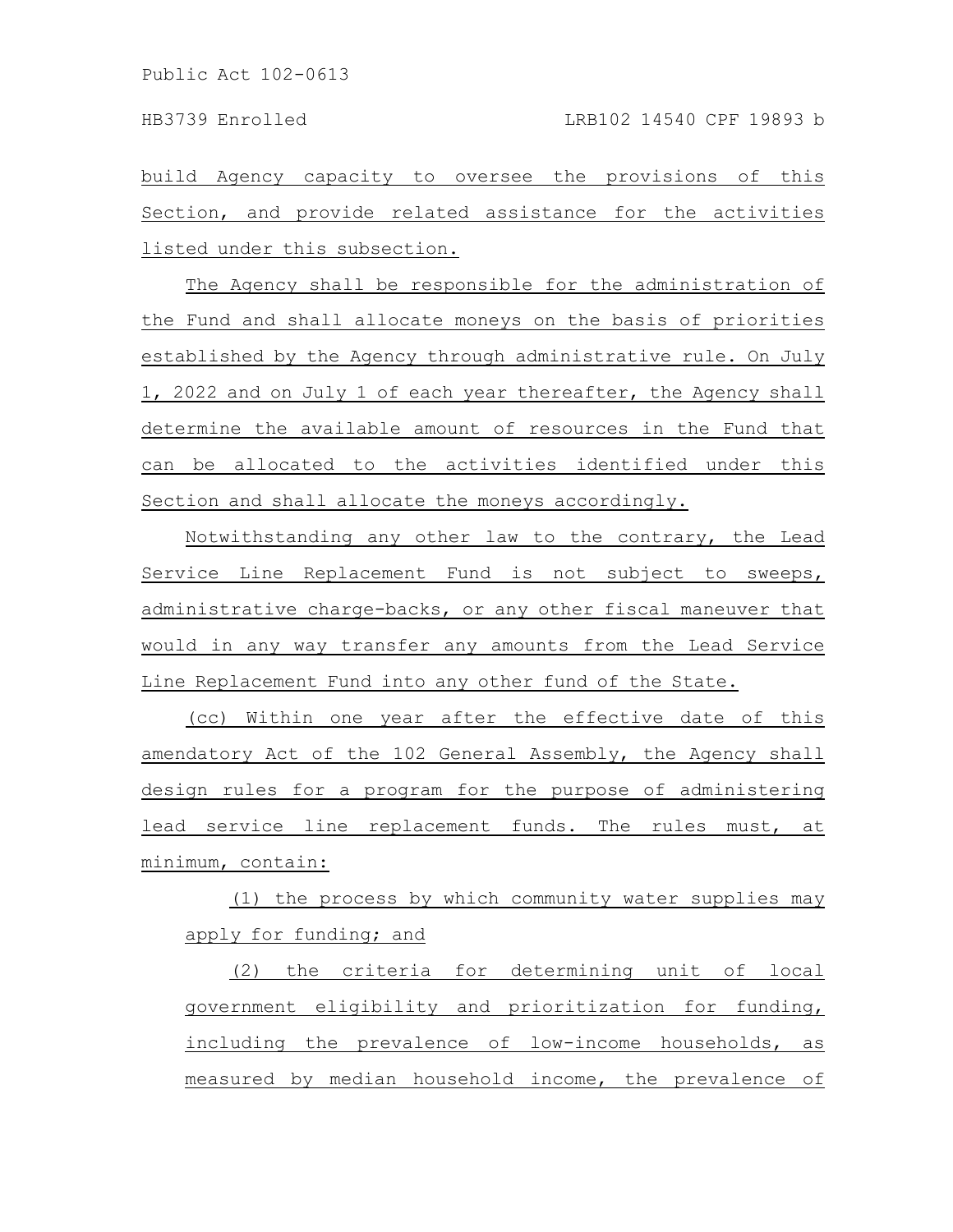build Agency capacity to oversee the provisions of this Section, and provide related assistance for the activities listed under this subsection.

The Agency shall be responsible for the administration of the Fund and shall allocate moneys on the basis of priorities established by the Agency through administrative rule. On July 1, 2022 and on July 1 of each year thereafter, the Agency shall determine the available amount of resources in the Fund that can be allocated to the activities identified under this Section and shall allocate the moneys accordingly.

Notwithstanding any other law to the contrary, the Lead Service Line Replacement Fund is not subject to sweeps, administrative charge-backs, or any other fiscal maneuver that would in any way transfer any amounts from the Lead Service Line Replacement Fund into any other fund of the State.

(cc) Within one year after the effective date of this amendatory Act of the 102 General Assembly, the Agency shall design rules for a program for the purpose of administering lead service line replacement funds. The rules must, at minimum, contain:

(1) the process by which community water supplies may apply for funding; and

(2) the criteria for determining unit of local government eligibility and prioritization for funding, including the prevalence of low-income households, as measured by median household income, the prevalence of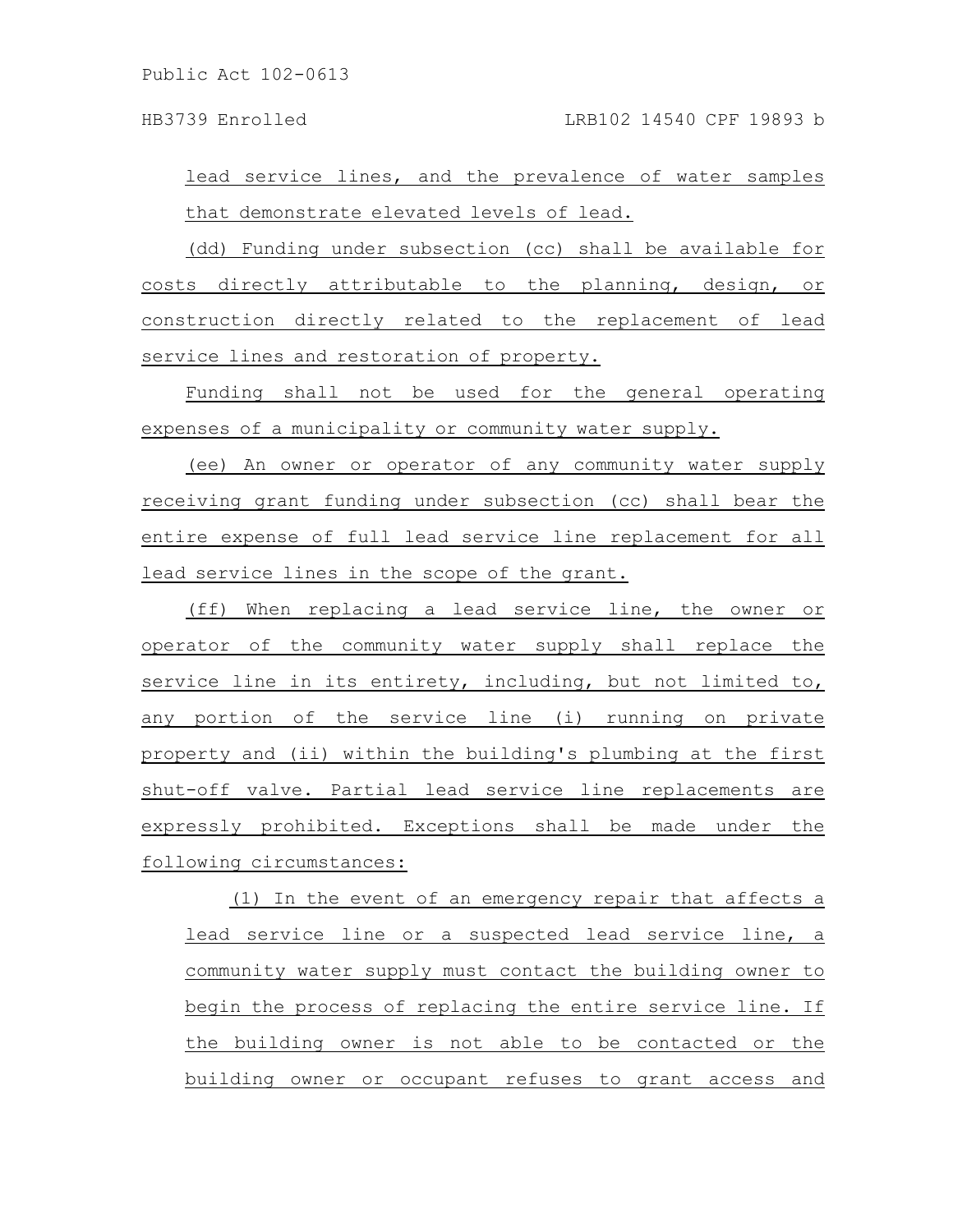lead service lines, and the prevalence of water samples that demonstrate elevated levels of lead.

(dd) Funding under subsection (cc) shall be available for costs directly attributable to the planning, design, or construction directly related to the replacement of lead service lines and restoration of property.

Funding shall not be used for the general operating expenses of a municipality or community water supply.

(ee) An owner or operator of any community water supply receiving grant funding under subsection (cc) shall bear the entire expense of full lead service line replacement for all lead service lines in the scope of the grant.

(ff) When replacing a lead service line, the owner or operator of the community water supply shall replace the service line in its entirety, including, but not limited to, any portion of the service line (i) running on private property and (ii) within the building's plumbing at the first shut-off valve. Partial lead service line replacements are expressly prohibited. Exceptions shall be made under the following circumstances:

(1) In the event of an emergency repair that affects a lead service line or a suspected lead service line, a community water supply must contact the building owner to begin the process of replacing the entire service line. If the building owner is not able to be contacted or the building owner or occupant refuses to grant access and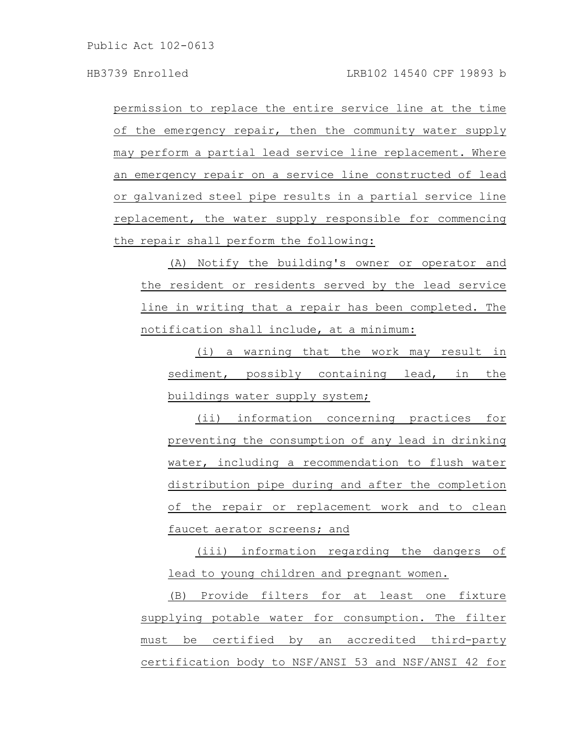permission to replace the entire service line at the time of the emergency repair, then the community water supply may perform a partial lead service line replacement. Where an emergency repair on a service line constructed of lead or galvanized steel pipe results in a partial service line replacement, the water supply responsible for commencing the repair shall perform the following:

(A) Notify the building's owner or operator and the resident or residents served by the lead service line in writing that a repair has been completed. The notification shall include, at a minimum:

(i) a warning that the work may result in sediment, possibly containing lead, in the buildings water supply system;

(ii) information concerning practices for preventing the consumption of any lead in drinking water, including a recommendation to flush water distribution pipe during and after the completion of the repair or replacement work and to clean faucet aerator screens; and

(iii) information regarding the dangers of lead to young children and pregnant women.

(B) Provide filters for at least one fixture supplying potable water for consumption. The filter must be certified by an accredited third-party certification body to NSF/ANSI 53 and NSF/ANSI 42 for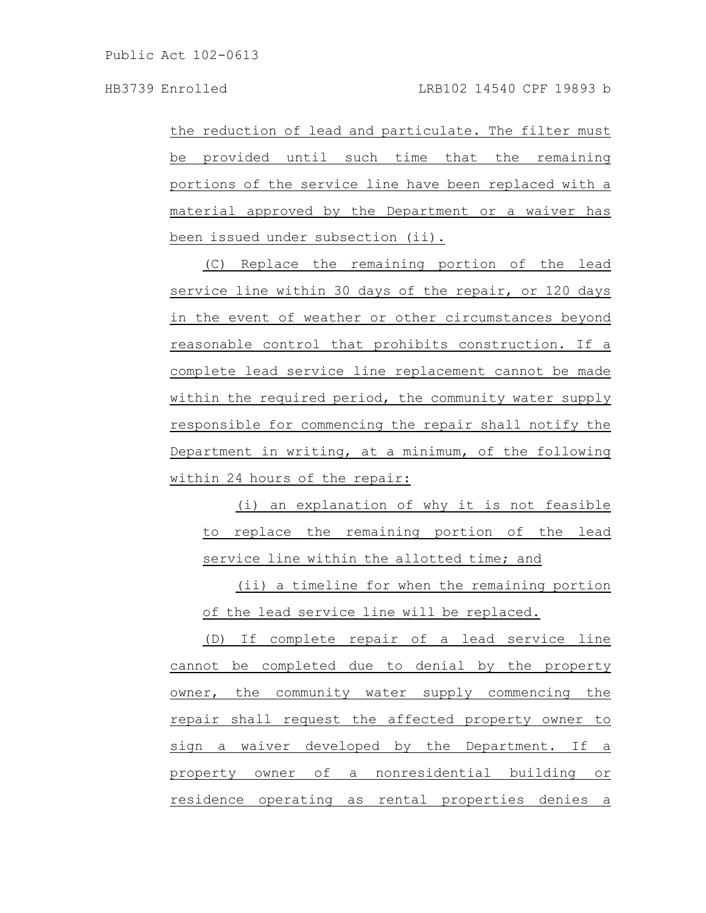the reduction of lead and particulate. The filter must be provided until such time that the remaining portions of the service line have been replaced with a material approved by the Department or a waiver has been issued under subsection (ii).

(C) Replace the remaining portion of the lead service line within 30 days of the repair, or 120 days in the event of weather or other circumstances beyond reasonable control that prohibits construction. If a complete lead service line replacement cannot be made within the required period, the community water supply responsible for commencing the repair shall notify the Department in writing, at a minimum, of the following within 24 hours of the repair:

(i) an explanation of why it is not feasible to replace the remaining portion of the lead service line within the allotted time; and

(ii) a timeline for when the remaining portion of the lead service line will be replaced.

(D) If complete repair of a lead service line cannot be completed due to denial by the property owner, the community water supply commencing the repair shall request the affected property owner to sign a waiver developed by the Department. If a property owner of a nonresidential building or residence operating as rental properties denies a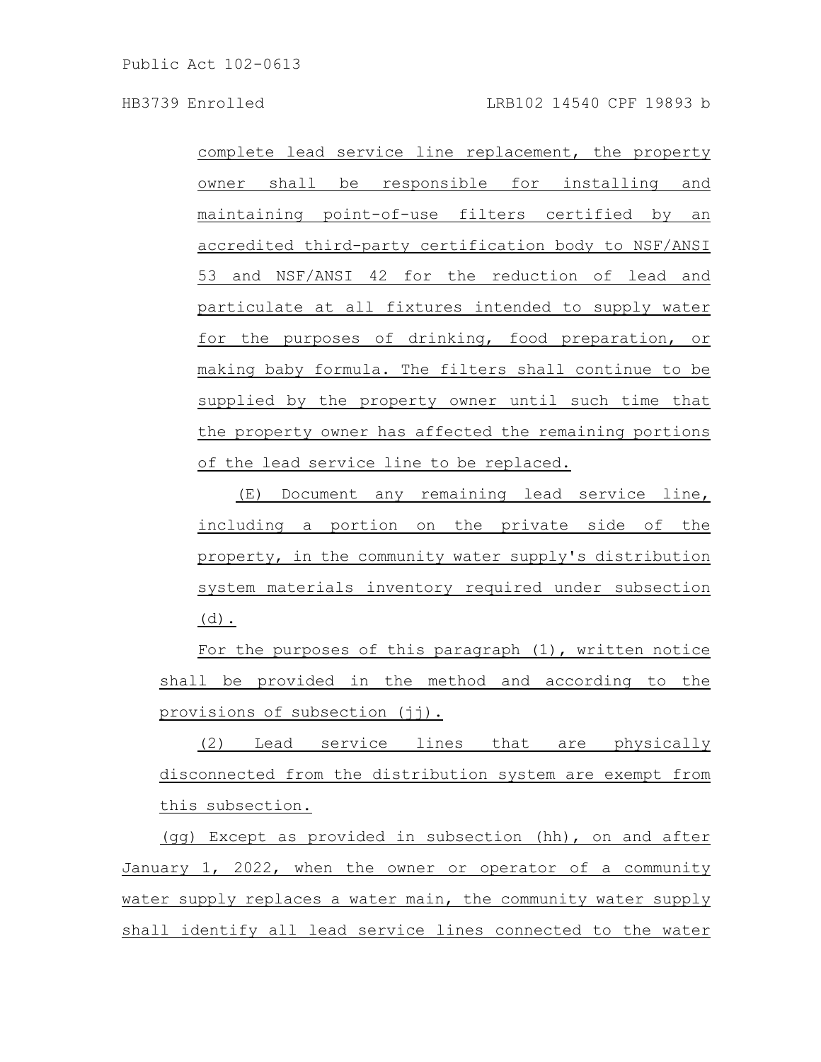complete lead service line replacement, the property owner shall be responsible for installing and maintaining point-of-use filters certified by an accredited third-party certification body to NSF/ANSI 53 and NSF/ANSI 42 for the reduction of lead and particulate at all fixtures intended to supply water for the purposes of drinking, food preparation, or making baby formula. The filters shall continue to be supplied by the property owner until such time that the property owner has affected the remaining portions of the lead service line to be replaced.

(E) Document any remaining lead service line, including a portion on the private side of the property, in the community water supply's distribution system materials inventory required under subsection (d).

For the purposes of this paragraph (1), written notice shall be provided in the method and according to the provisions of subsection (jj).

(2) Lead service lines that are physically disconnected from the distribution system are exempt from this subsection.

(gg) Except as provided in subsection (hh), on and after January 1, 2022, when the owner or operator of a community water supply replaces a water main, the community water supply shall identify all lead service lines connected to the water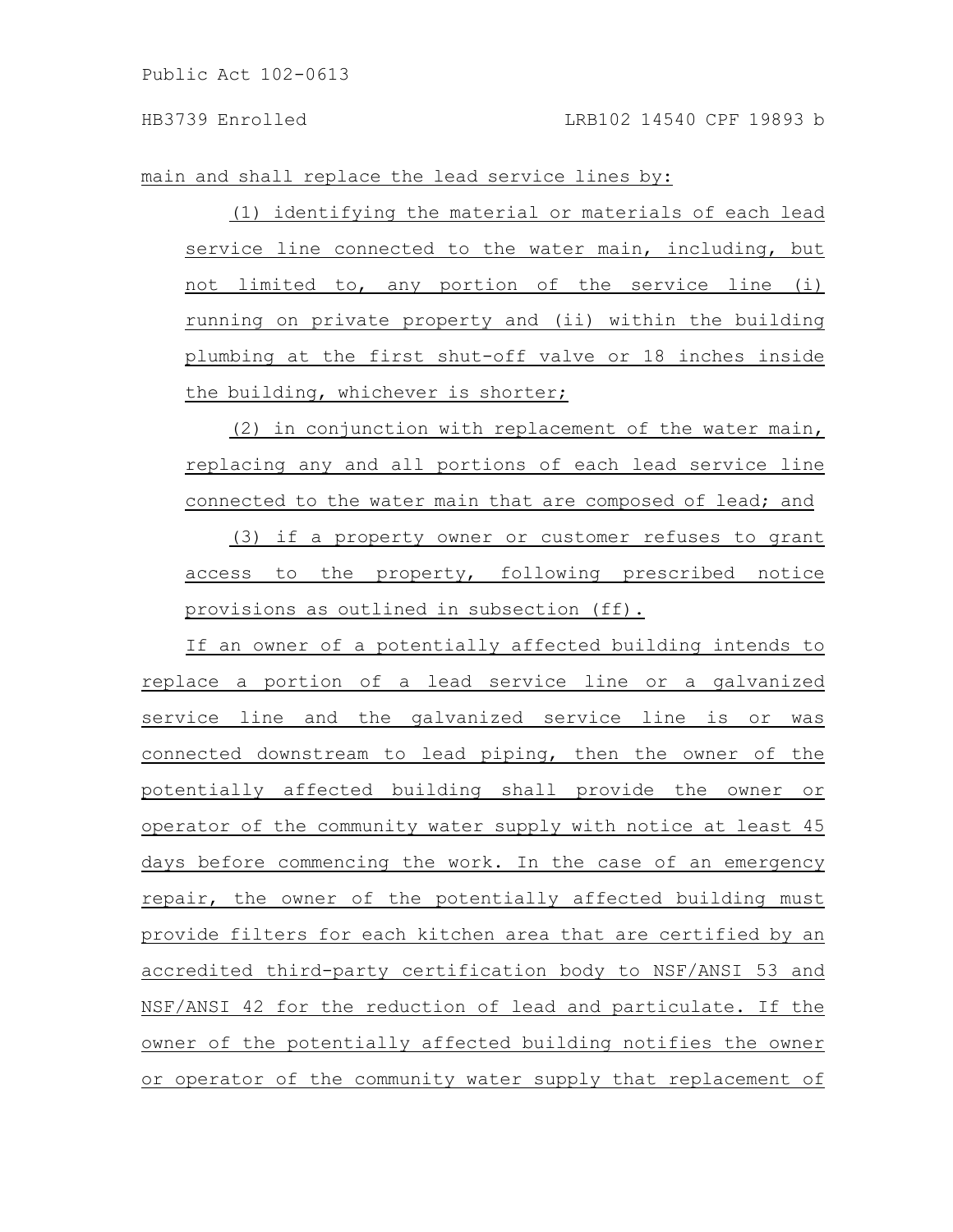main and shall replace the lead service lines by:

(1) identifying the material or materials of each lead service line connected to the water main, including, but not limited to, any portion of the service line (i) running on private property and (ii) within the building plumbing at the first shut-off valve or 18 inches inside the building, whichever is shorter;

(2) in conjunction with replacement of the water main, replacing any and all portions of each lead service line connected to the water main that are composed of lead; and

(3) if a property owner or customer refuses to grant access to the property, following prescribed notice provisions as outlined in subsection (ff).

If an owner of a potentially affected building intends to replace a portion of a lead service line or a galvanized service line and the galvanized service line is or was connected downstream to lead piping, then the owner of the potentially affected building shall provide the owner or operator of the community water supply with notice at least 45 days before commencing the work. In the case of an emergency repair, the owner of the potentially affected building must provide filters for each kitchen area that are certified by an accredited third-party certification body to NSF/ANSI 53 and NSF/ANSI 42 for the reduction of lead and particulate. If the owner of the potentially affected building notifies the owner or operator of the community water supply that replacement of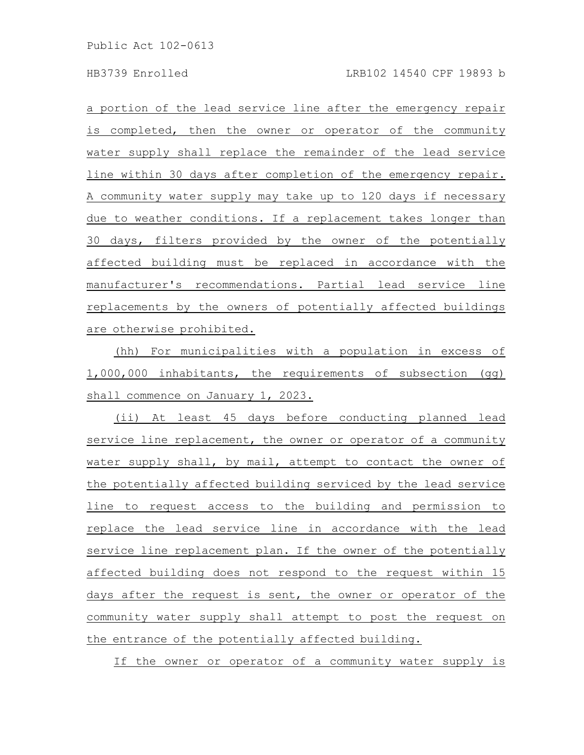a portion of the lead service line after the emergency repair is completed, then the owner or operator of the community water supply shall replace the remainder of the lead service line within 30 days after completion of the emergency repair. A community water supply may take up to 120 days if necessary due to weather conditions. If a replacement takes longer than 30 days, filters provided by the owner of the potentially affected building must be replaced in accordance with the manufacturer's recommendations. Partial lead service line replacements by the owners of potentially affected buildings are otherwise prohibited.

(hh) For municipalities with a population in excess of 1,000,000 inhabitants, the requirements of subsection (gg) shall commence on January 1, 2023.

(ii) At least 45 days before conducting planned lead service line replacement, the owner or operator of a community water supply shall, by mail, attempt to contact the owner of the potentially affected building serviced by the lead service line to request access to the building and permission to replace the lead service line in accordance with the lead service line replacement plan. If the owner of the potentially affected building does not respond to the request within 15 days after the request is sent, the owner or operator of the community water supply shall attempt to post the request on the entrance of the potentially affected building.

If the owner or operator of a community water supply is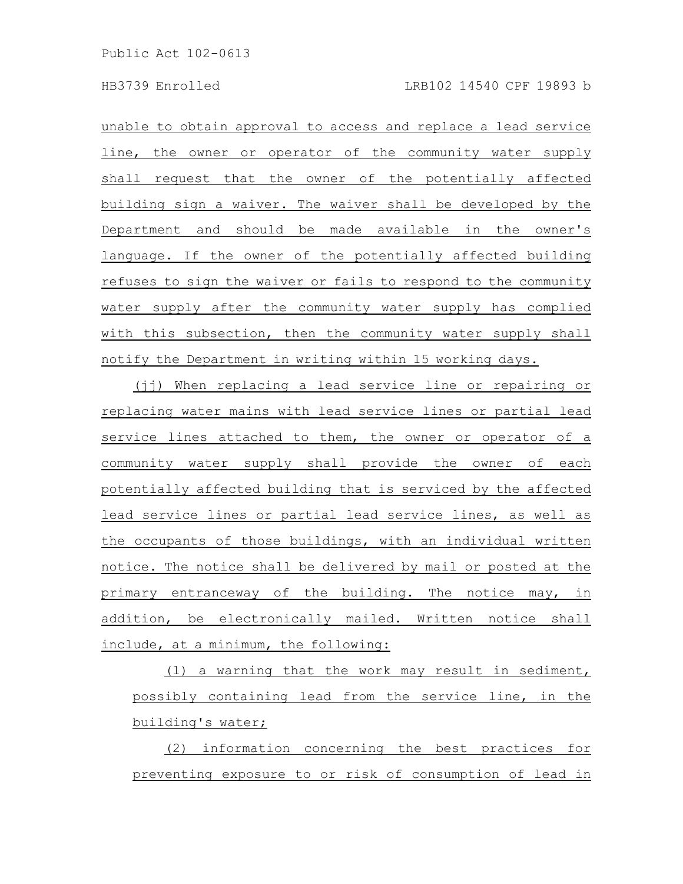unable to obtain approval to access and replace a lead service line, the owner or operator of the community water supply shall request that the owner of the potentially affected building sign a waiver. The waiver shall be developed by the Department and should be made available in the owner's language. If the owner of the potentially affected building refuses to sign the waiver or fails to respond to the community water supply after the community water supply has complied with this subsection, then the community water supply shall notify the Department in writing within 15 working days.

(jj) When replacing a lead service line or repairing or replacing water mains with lead service lines or partial lead service lines attached to them, the owner or operator of a community water supply shall provide the owner of each potentially affected building that is serviced by the affected lead service lines or partial lead service lines, as well as the occupants of those buildings, with an individual written notice. The notice shall be delivered by mail or posted at the primary entranceway of the building. The notice may, in addition, be electronically mailed. Written notice shall include, at a minimum, the following:

(1) a warning that the work may result in sediment, possibly containing lead from the service line, in the building's water;

(2) information concerning the best practices for preventing exposure to or risk of consumption of lead in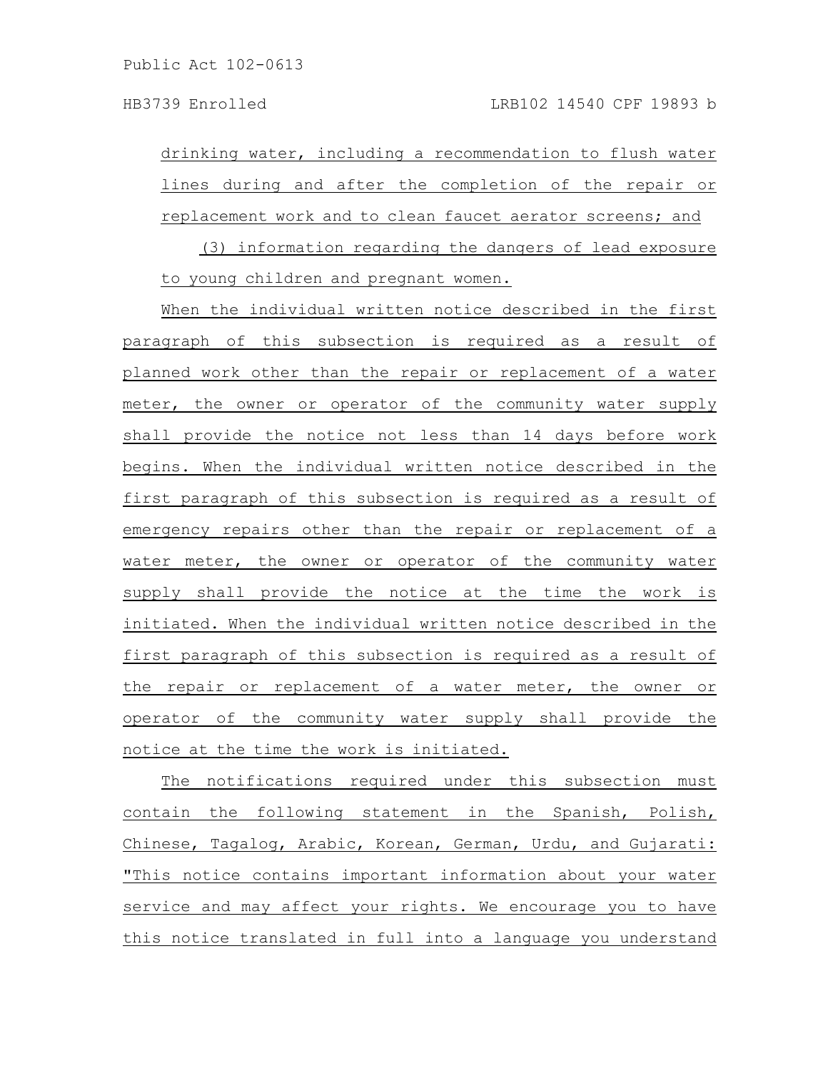drinking water, including a recommendation to flush water lines during and after the completion of the repair or replacement work and to clean faucet aerator screens; and

(3) information regarding the dangers of lead exposure to young children and pregnant women.

When the individual written notice described in the first paragraph of this subsection is required as a result of planned work other than the repair or replacement of a water meter, the owner or operator of the community water supply shall provide the notice not less than 14 days before work begins. When the individual written notice described in the first paragraph of this subsection is required as a result of emergency repairs other than the repair or replacement of a water meter, the owner or operator of the community water supply shall provide the notice at the time the work is initiated. When the individual written notice described in the first paragraph of this subsection is required as a result of the repair or replacement of a water meter, the owner or operator of the community water supply shall provide the notice at the time the work is initiated.

The notifications required under this subsection must contain the following statement in the Spanish, Polish, Chinese, Tagalog, Arabic, Korean, German, Urdu, and Gujarati: "This notice contains important information about your water service and may affect your rights. We encourage you to have this notice translated in full into a language you understand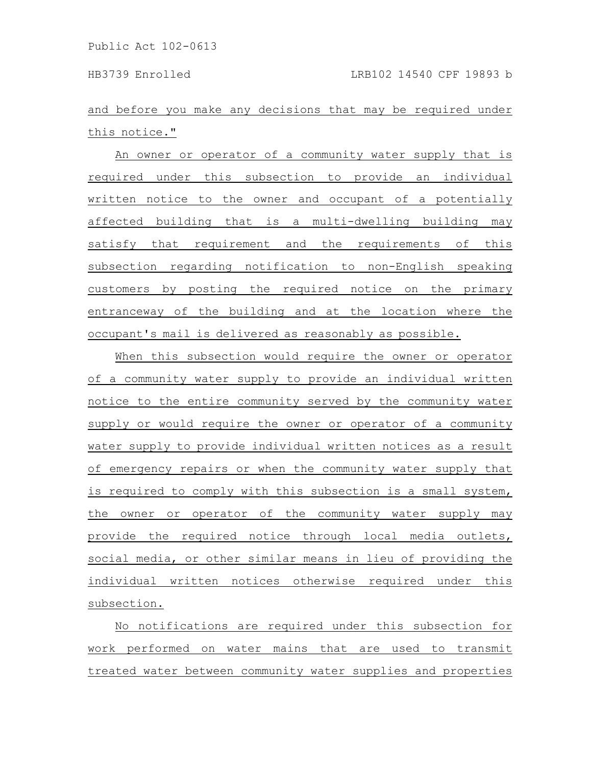and before you make any decisions that may be required under this notice."

An owner or operator of a community water supply that is required under this subsection to provide an individual written notice to the owner and occupant of a potentially affected building that is a multi-dwelling building may satisfy that requirement and the requirements of this subsection regarding notification to non-English speaking customers by posting the required notice on the primary entranceway of the building and at the location where the occupant's mail is delivered as reasonably as possible.

When this subsection would require the owner or operator of a community water supply to provide an individual written notice to the entire community served by the community water supply or would require the owner or operator of a community water supply to provide individual written notices as a result of emergency repairs or when the community water supply that is required to comply with this subsection is a small system, the owner or operator of the community water supply may provide the required notice through local media outlets, social media, or other similar means in lieu of providing the individual written notices otherwise required under this subsection.

No notifications are required under this subsection for work performed on water mains that are used to transmit treated water between community water supplies and properties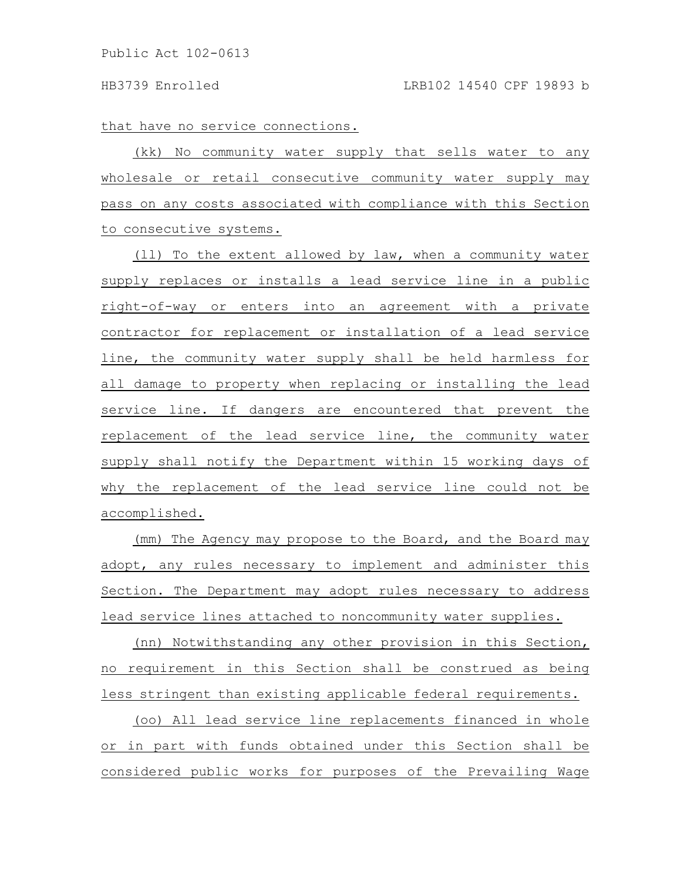that have no service connections.

(kk) No community water supply that sells water to any wholesale or retail consecutive community water supply may pass on any costs associated with compliance with this Section to consecutive systems.

(ll) To the extent allowed by law, when a community water supply replaces or installs a lead service line in a public right-of-way or enters into an agreement with a private contractor for replacement or installation of a lead service line, the community water supply shall be held harmless for all damage to property when replacing or installing the lead service line. If dangers are encountered that prevent the replacement of the lead service line, the community water supply shall notify the Department within 15 working days of why the replacement of the lead service line could not be accomplished.

(mm) The Agency may propose to the Board, and the Board may adopt, any rules necessary to implement and administer this Section. The Department may adopt rules necessary to address lead service lines attached to noncommunity water supplies.

(nn) Notwithstanding any other provision in this Section, no requirement in this Section shall be construed as being less stringent than existing applicable federal requirements.

(oo) All lead service line replacements financed in whole or in part with funds obtained under this Section shall be considered public works for purposes of the Prevailing Wage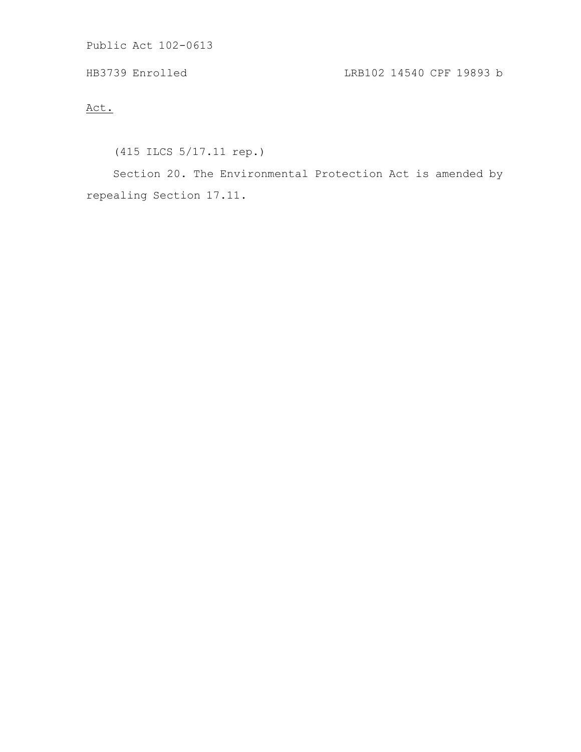Act.

(415 ILCS 5/17.11 rep.)

Section 20. The Environmental Protection Act is amended by repealing Section 17.11.